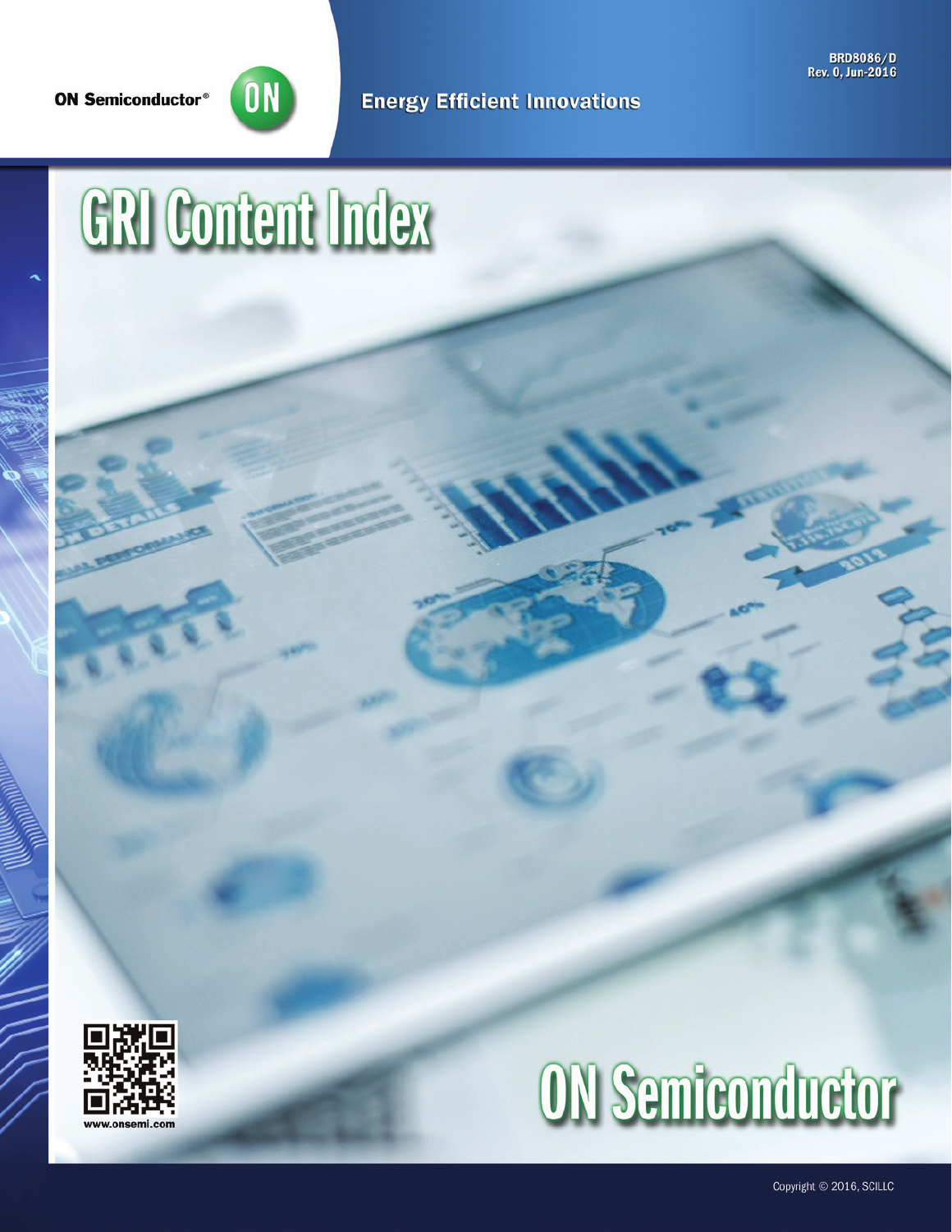ON Semiconductor®

Energy Efficient Innovations

BRD8086/D
Rev. 0, Jun-2016

# GRI Content Index

www.onsemi.com

# ON Semiconductor

Copyright © 2016, SCILLC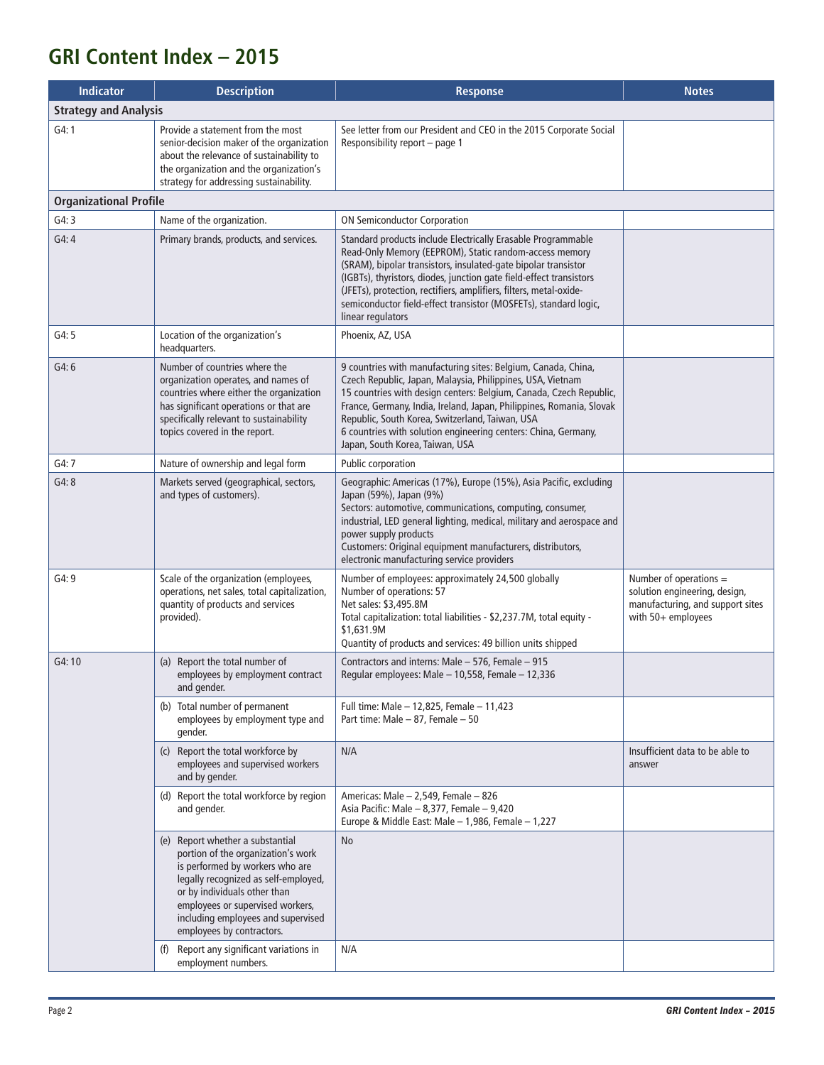# GRI Content Index – 2015

| Indicator | Description | Response | Notes |
|---|---|---|---|
| **Strategy and Analysis** | | | |
| G4: 1 | Provide a statement from the most senior-decision maker of the organization about the relevance of sustainability to the organization and the organization's strategy for addressing sustainability. | See letter from our President and CEO in the 2015 Corporate Social Responsibility report – page 1 | |
| **Organizational Profile** | | | |
| G4: 3 | Name of the organization. | ON Semiconductor Corporation | |
| G4: 4 | Primary brands, products, and services. | Standard products include Electrically Erasable Programmable Read-Only Memory (EEPROM), Static random-access memory (SRAM), bipolar transistors, insulated-gate bipolar transistor (IGBTs), thyristors, diodes, junction gate field-effect transistors (JFETs), protection, rectifiers, amplifiers, filters, metal-oxide-semiconductor field-effect transistor (MOSFETs), standard logic, linear regulators | |
| G4: 5 | Location of the organization's headquarters. | Phoenix, AZ, USA | |
| G4: 6 | Number of countries where the organization operates, and names of countries where either the organization has significant operations or that are specifically relevant to sustainability topics covered in the report. | 9 countries with manufacturing sites: Belgium, Canada, China, Czech Republic, Japan, Malaysia, Philippines, USA, Vietnam<br>15 countries with design centers: Belgium, Canada, Czech Republic, France, Germany, India, Ireland, Japan, Philippines, Romania, Slovak Republic, South Korea, Switzerland, Taiwan, USA<br>6 countries with solution engineering centers: China, Germany, Japan, South Korea, Taiwan, USA | |
| G4: 7 | Nature of ownership and legal form | Public corporation | |
| G4: 8 | Markets served (geographical, sectors, and types of customers). | Geographic: Americas (17%), Europe (15%), Asia Pacific, excluding Japan (59%), Japan (9%)<br>Sectors: automotive, communications, computing, consumer, industrial, LED general lighting, medical, military and aerospace and power supply products<br>Customers: Original equipment manufacturers, distributors, electronic manufacturing service providers | |
| G4: 9 | Scale of the organization (employees, operations, net sales, total capitalization, quantity of products and services provided). | Number of employees: approximately 24,500 globally<br>Number of operations: 57<br>Net sales: $3,495.8M<br>Total capitalization: total liabilities - $2,237.7M, total equity - $1,631.9M<br>Quantity of products and services: 49 billion units shipped | Number of operations = solution engineering, design, manufacturing, and support sites with 50+ employees |
| G4: 10 | (a) Report the total number of employees by employment contract and gender. | Contractors and interns: Male – 576, Female – 915<br>Regular employees: Male – 10,558, Female – 12,336 | |
| | (b) Total number of permanent employees by employment type and gender. | Full time: Male – 12,825, Female – 11,423<br>Part time: Male – 87, Female – 50 | |
| | (c) Report the total workforce by employees and supervised workers and by gender. | N/A | Insufficient data to be able to answer |
| | (d) Report the total workforce by region and gender. | Americas: Male – 2,549, Female – 826<br>Asia Pacific: Male – 8,377, Female – 9,420<br>Europe & Middle East: Male – 1,986, Female – 1,227 | |
| | (e) Report whether a substantial portion of the organization's work is performed by workers who are legally recognized as self-employed, or by individuals other than employees or supervised workers, including employees and supervised employees by contractors. | No | |
| | (f) Report any significant variations in employment numbers. | N/A | |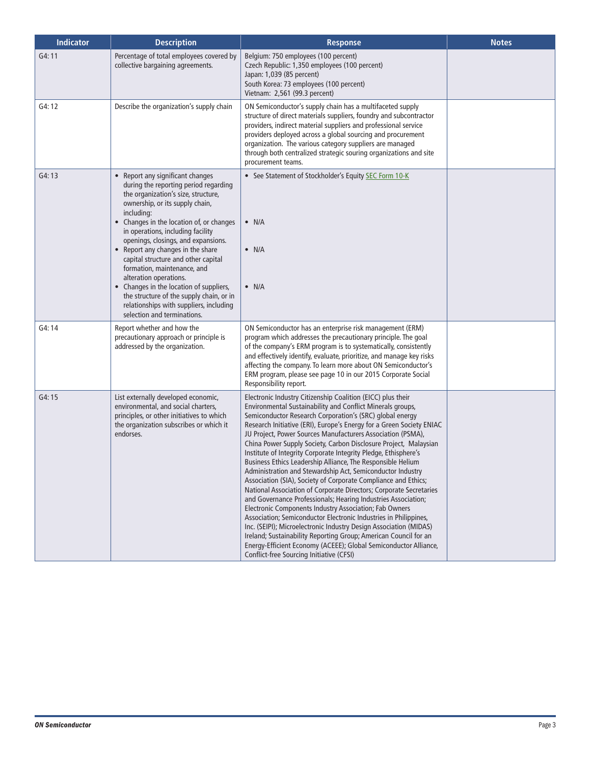| Indicator | Description | Response | Notes |
| --- | --- | --- | --- |
| G4: 11 | Percentage of total employees covered by collective bargaining agreements. | Belgium: 750 employees (100 percent)<br>Czech Republic: 1,350 employees (100 percent)<br>Japan: 1,039 (85 percent)<br>South Korea: 73 employees (100 percent)<br>Vietnam: 2,561 (99.3 percent) | |
| G4: 12 | Describe the organization's supply chain | ON Semiconductor's supply chain has a multifaceted supply structure of direct materials suppliers, foundry and subcontractor providers, indirect material suppliers and professional service providers deployed across a global sourcing and procurement organization. The various category suppliers are managed through both centralized strategic souring organizations and site procurement teams. | |
| G4: 13 | • Report any significant changes during the reporting period regarding the organization's size, structure, ownership, or its supply chain, including:<br>• Changes in the location of, or changes in operations, including facility openings, closings, and expansions.<br>• Report any changes in the share capital structure and other capital formation, maintenance, and alteration operations.<br>• Changes in the location of suppliers, the structure of the supply chain, or in relationships with suppliers, including selection and terminations. | • See Statement of Stockholder's Equity SEC Form 10-K<br>• N/A<br>• N/A<br>• N/A | |
| G4: 14 | Report whether and how the precautionary approach or principle is addressed by the organization. | ON Semiconductor has an enterprise risk management (ERM) program which addresses the precautionary principle. The goal of the company's ERM program is to systematically, consistently and effectively identify, evaluate, prioritize, and manage key risks affecting the company. To learn more about ON Semiconductor's ERM program, please see page 10 in our 2015 Corporate Social Responsibility report. | |
| G4: 15 | List externally developed economic, environmental, and social charters, principles, or other initiatives to which the organization subscribes or which it endorses. | Electronic Industry Citizenship Coalition (EICC) plus their Environmental Sustainability and Conflict Minerals groups, Semiconductor Research Corporation's (SRC) global energy Research Initiative (ERI), Europe's Energy for a Green Society ENIAC JU Project, Power Sources Manufacturers Association (PSMA), China Power Supply Society, Carbon Disclosure Project, Malaysian Institute of Integrity Corporate Integrity Pledge, Ethisphere's Business Ethics Leadership Alliance, The Responsible Helium Administration and Stewardship Act, Semiconductor Industry Association (SIA), Society of Corporate Compliance and Ethics; National Association of Corporate Directors; Corporate Secretaries and Governance Professionals; Hearing Industries Association; Electronic Components Industry Association; Fab Owners Association; Semiconductor Electronic Industries in Philippines, Inc. (SEIPI); Microelectronic Industry Design Association (MIDAS) Ireland; Sustainability Reporting Group; American Council for an Energy-Efficient Economy (ACEEE); Global Semiconductor Alliance, Conflict-free Sourcing Initiative (CFSI) | |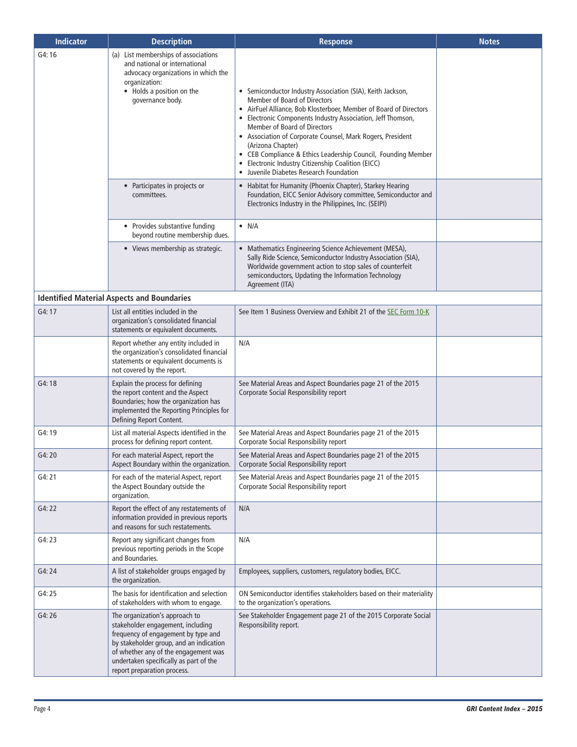| Indicator | Description | Response | Notes |
|---|---|---|---|
| G4: 16 | (a) List memberships of associations and national or international advocacy organizations in which the organization: <br>• Holds a position on the governance body. | • Semiconductor Industry Association (SIA), Keith Jackson, Member of Board of Directors<br>• AirFuel Alliance, Bob Klosterboer, Member of Board of Directors<br>• Electronic Components Industry Association, Jeff Thomson, Member of Board of Directors<br>• Association of Corporate Counsel, Mark Rogers, President (Arizona Chapter)<br>• CEB Compliance & Ethics Leadership Council, Founding Member<br>• Electronic Industry Citizenship Coalition (EICC)<br>• Juvenile Diabetes Research Foundation | |
| | • Participates in projects or committees. | • Habitat for Humanity (Phoenix Chapter), Starkey Hearing Foundation, EICC Senior Advisory committee, Semiconductor and Electronics Industry in the Philippines, Inc. (SEIPI) | |
| | • Provides substantive funding beyond routine membership dues. | • N/A | |
| | • Views membership as strategic. | • Mathematics Engineering Science Achievement (MESA), Sally Ride Science, Semiconductor Industry Association (SIA), Worldwide government action to stop sales of counterfeit semiconductors, Updating the Information Technology Agreement (ITA) | |
| **Identified Material Aspects and Boundaries** | | | |
| G4: 17 | List all entities included in the organization's consolidated financial statements or equivalent documents. | See Item 1 Business Overview and Exhibit 21 of the SEC Form 10-K | |
| | Report whether any entity included in the organization's consolidated financial statements or equivalent documents is not covered by the report. | N/A | |
| G4: 18 | Explain the process for defining the report content and the Aspect Boundaries; how the organization has implemented the Reporting Principles for Defining Report Content. | See Material Areas and Aspect Boundaries page 21 of the 2015 Corporate Social Responsibility report | |
| G4: 19 | List all material Aspects identified in the process for defining report content. | See Material Areas and Aspect Boundaries page 21 of the 2015 Corporate Social Responsibility report | |
| G4: 20 | For each material Aspect, report the Aspect Boundary within the organization. | See Material Areas and Aspect Boundaries page 21 of the 2015 Corporate Social Responsibility report | |
| G4: 21 | For each of the material Aspect, report the Aspect Boundary outside the organization. | See Material Areas and Aspect Boundaries page 21 of the 2015 Corporate Social Responsibility report | |
| G4: 22 | Report the effect of any restatements of information provided in previous reports and reasons for such restatements. | N/A | |
| G4: 23 | Report any significant changes from previous reporting periods in the Scope and Boundaries. | N/A | |
| G4: 24 | A list of stakeholder groups engaged by the organization. | Employees, suppliers, customers, regulatory bodies, EICC. | |
| G4: 25 | The basis for identification and selection of stakeholders with whom to engage. | ON Semiconductor identifies stakeholders based on their materiality to the organization's operations. | |
| G4: 26 | The organization's approach to stakeholder engagement, including frequency of engagement by type and by stakeholder group, and an indication of whether any of the engagement was undertaken specifically as part of the report preparation process. | See Stakeholder Engagement page 21 of the 2015 Corporate Social Responsibility report. | |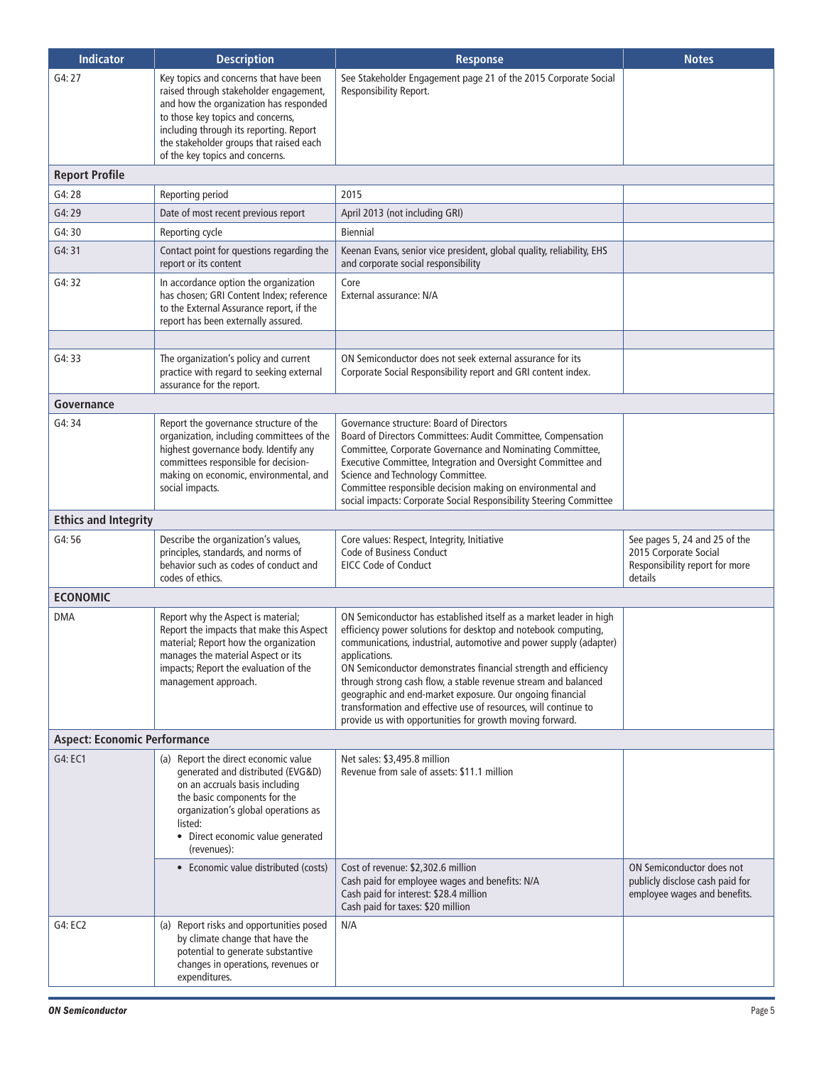| Indicator | Description | Response | Notes |
|---|---|---|---|
| G4: 27 | Key topics and concerns that have been raised through stakeholder engagement, and how the organization has responded to those key topics and concerns, including through its reporting. Report the stakeholder groups that raised each of the key topics and concerns. | See Stakeholder Engagement page 21 of the 2015 Corporate Social Responsibility Report. | |
| **Report Profile** | | | |
| G4: 28 | Reporting period | 2015 | |
| G4: 29 | Date of most recent previous report | April 2013 (not including GRI) | |
| G4: 30 | Reporting cycle | Biennial | |
| G4: 31 | Contact point for questions regarding the report or its content | Keenan Evans, senior vice president, global quality, reliability, EHS and corporate social responsibility | |
| G4: 32 | In accordance option the organization has chosen; GRI Content Index; reference to the External Assurance report, if the report has been externally assured. | Core<br>External assurance: N/A | |
| | | | |
| G4: 33 | The organization's policy and current practice with regard to seeking external assurance for the report. | ON Semiconductor does not seek external assurance for its Corporate Social Responsibility report and GRI content index. | |
| **Governance** | | | |
| G4: 34 | Report the governance structure of the organization, including committees of the highest governance body. Identify any committees responsible for decision-making on economic, environmental, and social impacts. | Governance structure: Board of Directors<br>Board of Directors Committees: Audit Committee, Compensation Committee, Corporate Governance and Nominating Committee, Executive Committee, Integration and Oversight Committee and Science and Technology Committee.<br>Committee responsible decision making on environmental and social impacts: Corporate Social Responsibility Steering Committee | |
| **Ethics and Integrity** | | | |
| G4: 56 | Describe the organization's values, principles, standards, and norms of behavior such as codes of conduct and codes of ethics. | Core values: Respect, Integrity, Initiative<br>Code of Business Conduct<br>EICC Code of Conduct | See pages 5, 24 and 25 of the 2015 Corporate Social Responsibility report for more details |
| **ECONOMIC** | | | |
| DMA | Report why the Aspect is material; Report the impacts that make this Aspect material; Report how the organization manages the material Aspect or its impacts; Report the evaluation of the management approach. | ON Semiconductor has established itself as a market leader in high efficiency power solutions for desktop and notebook computing, communications, industrial, automotive and power supply (adapter) applications.<br>ON Semiconductor demonstrates financial strength and efficiency through strong cash flow, a stable revenue stream and balanced geographic and end-market exposure. Our ongoing financial transformation and effective use of resources, will continue to provide us with opportunities for growth moving forward. | |
| **Aspect: Economic Performance** | | | |
| G4: EC1 | (a) Report the direct economic value generated and distributed (EVG&D) on an accruals basis including the basic components for the organization's global operations as listed:<br>• Direct economic value generated (revenues): | Net sales: $3,495.8 million<br>Revenue from sale of assets: $11.1 million | |
| | • Economic value distributed (costs) | Cost of revenue: $2,302.6 million<br>Cash paid for employee wages and benefits: N/A<br>Cash paid for interest: $28.4 million<br>Cash paid for taxes: $20 million | ON Semiconductor does not publicly disclose cash paid for employee wages and benefits. |
| G4: EC2 | (a) Report risks and opportunities posed by climate change that have the potential to generate substantive changes in operations, revenues or expenditures. | N/A | |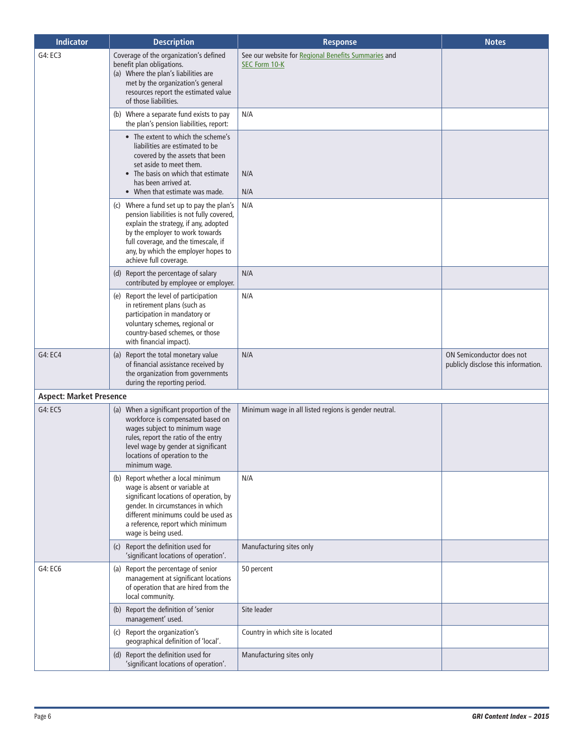| Indicator | Description | Response | Notes |
|---|---|---|---|
| G4: EC3 | Coverage of the organization's defined benefit plan obligations.<br>(a) Where the plan's liabilities are met by the organization's general resources report the estimated value of those liabilities. | See our website for Regional Benefits Summaries and SEC Form 10-K | |
| | (b) Where a separate fund exists to pay the plan's pension liabilities, report: | N/A | |
| | • The extent to which the scheme's liabilities are estimated to be covered by the assets that been set aside to meet them.<br>• The basis on which that estimate has been arrived at.<br>• When that estimate was made. | N/A<br>N/A | |
| | (c) Where a fund set up to pay the plan's pension liabilities is not fully covered, explain the strategy, if any, adopted by the employer to work towards full coverage, and the timescale, if any, by which the employer hopes to achieve full coverage. | N/A | |
| | (d) Report the percentage of salary contributed by employee or employer. | N/A | |
| | (e) Report the level of participation in retirement plans (such as participation in mandatory or voluntary schemes, regional or country-based schemes, or those with financial impact). | N/A | |
| G4: EC4 | (a) Report the total monetary value of financial assistance received by the organization from governments during the reporting period. | N/A | ON Semiconductor does not publicly disclose this information. |
| **Aspect: Market Presence** | | | |
| G4: EC5 | (a) When a significant proportion of the workforce is compensated based on wages subject to minimum wage rules, report the ratio of the entry level wage by gender at significant locations of operation to the minimum wage. | Minimum wage in all listed regions is gender neutral. | |
| | (b) Report whether a local minimum wage is absent or variable at significant locations of operation, by gender. In circumstances in which different minimums could be used as a reference, report which minimum wage is being used. | N/A | |
| | (c) Report the definition used for 'significant locations of operation'. | Manufacturing sites only | |
| G4: EC6 | (a) Report the percentage of senior management at significant locations of operation that are hired from the local community. | 50 percent | |
| | (b) Report the definition of 'senior management' used. | Site leader | |
| | (c) Report the organization's geographical definition of 'local'. | Country in which site is located | |
| | (d) Report the definition used for 'significant locations of operation'. | Manufacturing sites only | |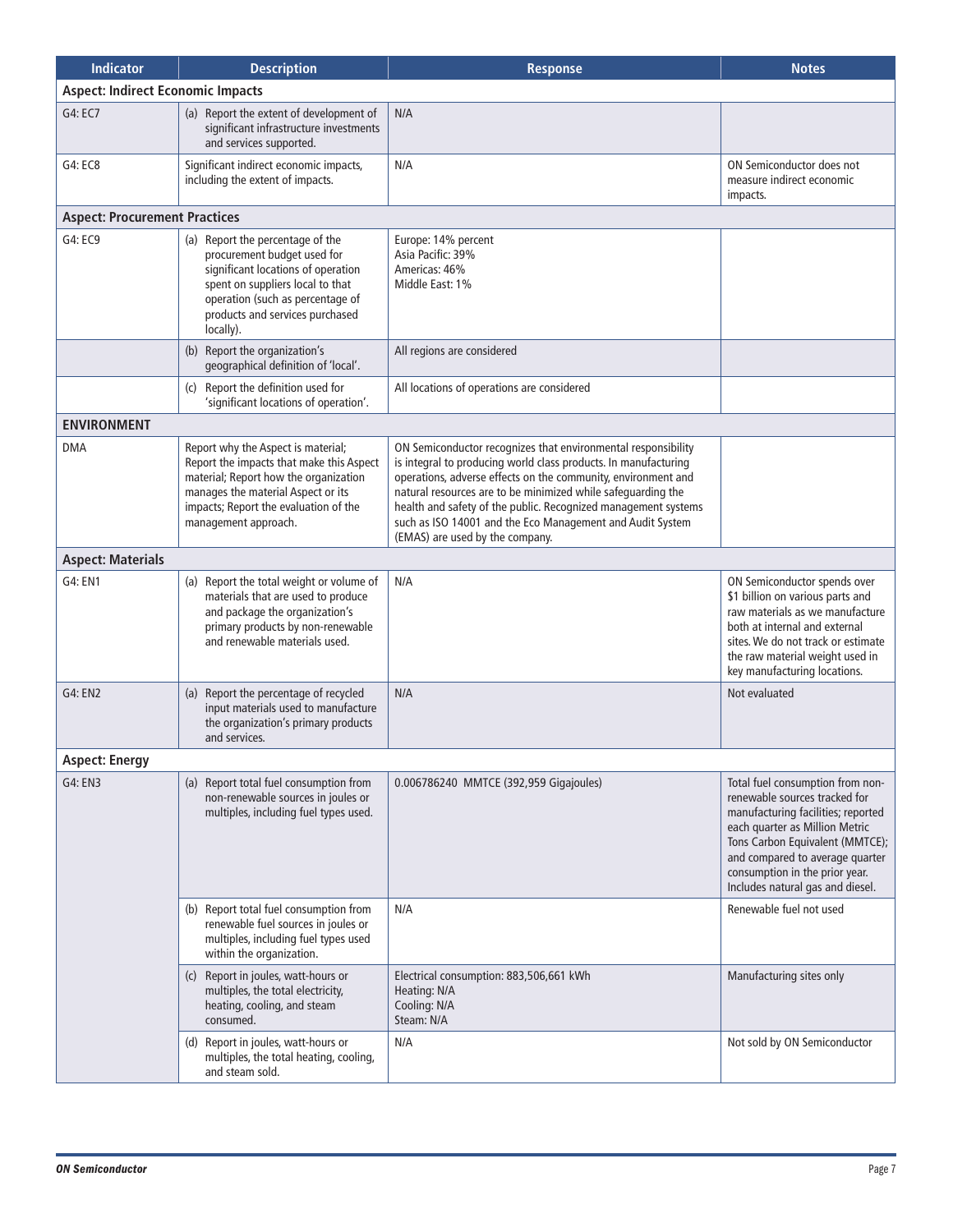| Indicator | Description | Response | Notes |
|---|---|---|---|
| **Aspect: Indirect Economic Impacts** | | | |
| G4: EC7 | (a) Report the extent of development of significant infrastructure investments and services supported. | N/A | |
| G4: EC8 | Significant indirect economic impacts, including the extent of impacts. | N/A | ON Semiconductor does not measure indirect economic impacts. |
| **Aspect: Procurement Practices** | | | |
| G4: EC9 | (a) Report the percentage of the procurement budget used for significant locations of operation spent on suppliers local to that operation (such as percentage of products and services purchased locally). | Europe: 14% percent<br>Asia Pacific: 39%<br>Americas: 46%<br>Middle East: 1% | |
| | (b) Report the organization's geographical definition of 'local'. | All regions are considered | |
| | (c) Report the definition used for 'significant locations of operation'. | All locations of operations are considered | |
| **ENVIRONMENT** | | | |
| DMA | Report why the Aspect is material; Report the impacts that make this Aspect material; Report how the organization manages the material Aspect or its impacts; Report the evaluation of the management approach. | ON Semiconductor recognizes that environmental responsibility is integral to producing world class products. In manufacturing operations, adverse effects on the community, environment and natural resources are to be minimized while safeguarding the health and safety of the public. Recognized management systems such as ISO 14001 and the Eco Management and Audit System (EMAS) are used by the company. | |
| **Aspect: Materials** | | | |
| G4: EN1 | (a) Report the total weight or volume of materials that are used to produce and package the organization's primary products by non-renewable and renewable materials used. | N/A | ON Semiconductor spends over $1 billion on various parts and raw materials as we manufacture both at internal and external sites. We do not track or estimate the raw material weight used in key manufacturing locations. |
| G4: EN2 | (a) Report the percentage of recycled input materials used to manufacture the organization's primary products and services. | N/A | Not evaluated |
| **Aspect: Energy** | | | |
| G4: EN3 | (a) Report total fuel consumption from non-renewable sources in joules or multiples, including fuel types used. | 0.006786240 MMTCE (392,959 Gigajoules) | Total fuel consumption from non-renewable sources tracked for manufacturing facilities; reported each quarter as Million Metric Tons Carbon Equivalent (MMTCE); and compared to average quarter consumption in the prior year. Includes natural gas and diesel. |
| | (b) Report total fuel consumption from renewable fuel sources in joules or multiples, including fuel types used within the organization. | N/A | Renewable fuel not used |
| | (c) Report in joules, watt-hours or multiples, the total electricity, heating, cooling, and steam consumed. | Electrical consumption: 883,506,661 kWh<br>Heating: N/A<br>Cooling: N/A<br>Steam: N/A | Manufacturing sites only |
| | (d) Report in joules, watt-hours or multiples, the total heating, cooling, and steam sold. | N/A | Not sold by ON Semiconductor |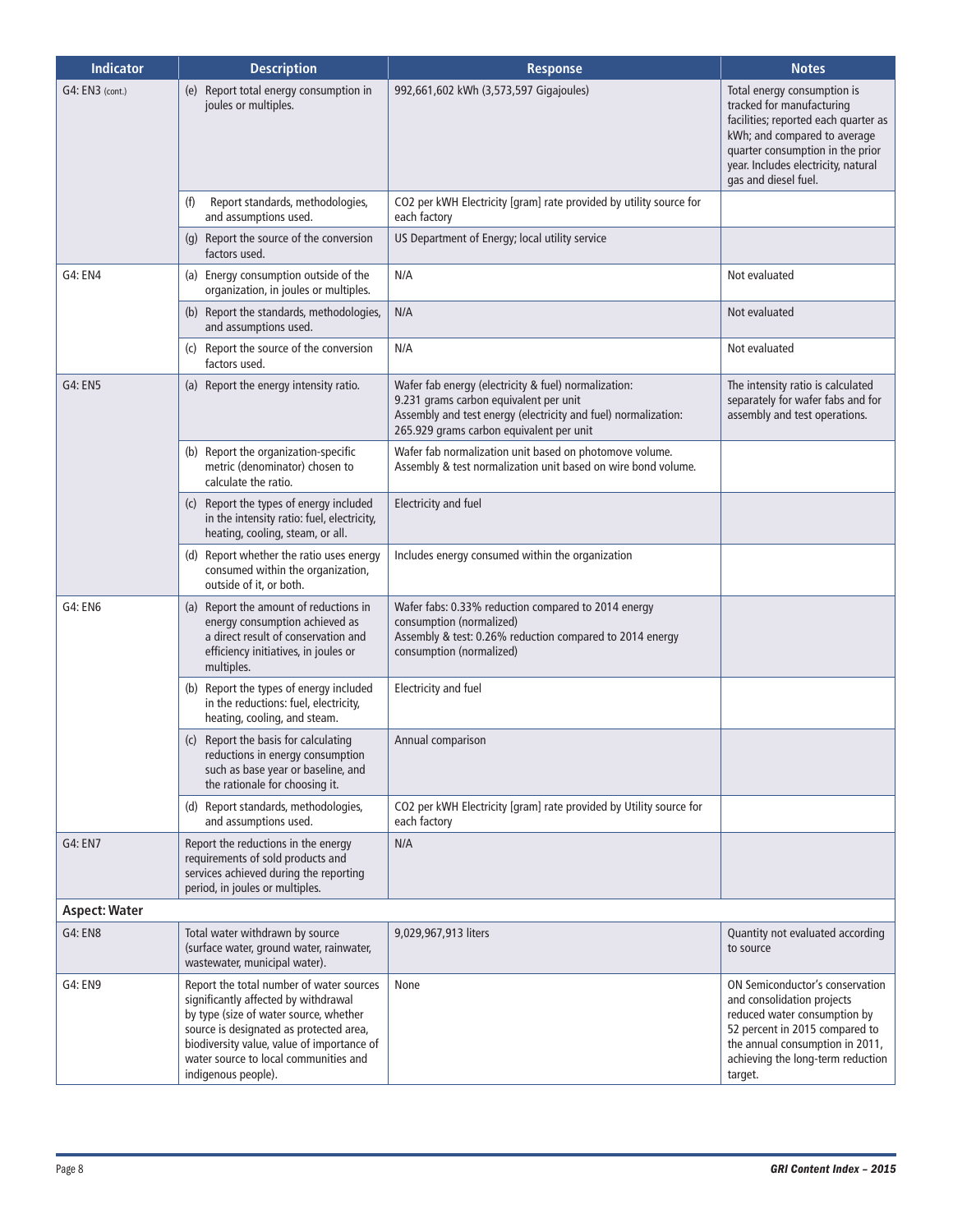| Indicator | Description | Response | Notes |
|---|---|---|---|
| G4: EN3 (cont.) | (e) Report total energy consumption in joules or multiples. | 992,661,602 kWh (3,573,597 Gigajoules) | Total energy consumption is tracked for manufacturing facilities; reported each quarter as kWh; and compared to average quarter consumption in the prior year. Includes electricity, natural gas and diesel fuel. |
| | (f) Report standards, methodologies, and assumptions used. | CO2 per kWH Electricity [gram] rate provided by utility source for each factory | |
| | (g) Report the source of the conversion factors used. | US Department of Energy; local utility service | |
| G4: EN4 | (a) Energy consumption outside of the organization, in joules or multiples. | N/A | Not evaluated |
| | (b) Report the standards, methodologies, and assumptions used. | N/A | Not evaluated |
| | (c) Report the source of the conversion factors used. | N/A | Not evaluated |
| G4: EN5 | (a) Report the energy intensity ratio. | Wafer fab energy (electricity & fuel) normalization: 9.231 grams carbon equivalent per unit<br>Assembly and test energy (electricity and fuel) normalization: 265.929 grams carbon equivalent per unit | The intensity ratio is calculated separately for wafer fabs and for assembly and test operations. |
| | (b) Report the organization-specific metric (denominator) chosen to calculate the ratio. | Wafer fab normalization unit based on photomove volume.<br>Assembly & test normalization unit based on wire bond volume. | |
| | (c) Report the types of energy included in the intensity ratio: fuel, electricity, heating, cooling, steam, or all. | Electricity and fuel | |
| | (d) Report whether the ratio uses energy consumed within the organization, outside of it, or both. | Includes energy consumed within the organization | |
| G4: EN6 | (a) Report the amount of reductions in energy consumption achieved as a direct result of conservation and efficiency initiatives, in joules or multiples. | Wafer fabs: 0.33% reduction compared to 2014 energy consumption (normalized)<br>Assembly & test: 0.26% reduction compared to 2014 energy consumption (normalized) | |
| | (b) Report the types of energy included in the reductions: fuel, electricity, heating, cooling, and steam. | Electricity and fuel | |
| | (c) Report the basis for calculating reductions in energy consumption such as base year or baseline, and the rationale for choosing it. | Annual comparison | |
| | (d) Report standards, methodologies, and assumptions used. | CO2 per kWH Electricity [gram] rate provided by Utility source for each factory | |
| G4: EN7 | Report the reductions in the energy requirements of sold products and services achieved during the reporting period, in joules or multiples. | N/A | |
| **Aspect: Water** | | | |
| G4: EN8 | Total water withdrawn by source (surface water, ground water, rainwater, wastewater, municipal water). | 9,029,967,913 liters | Quantity not evaluated according to source |
| G4: EN9 | Report the total number of water sources significantly affected by withdrawal by type (size of water source, whether source is designated as protected area, biodiversity value, value of importance of water source to local communities and indigenous people). | None | ON Semiconductor's conservation and consolidation projects reduced water consumption by 52 percent in 2015 compared to the annual consumption in 2011, achieving the long-term reduction target. |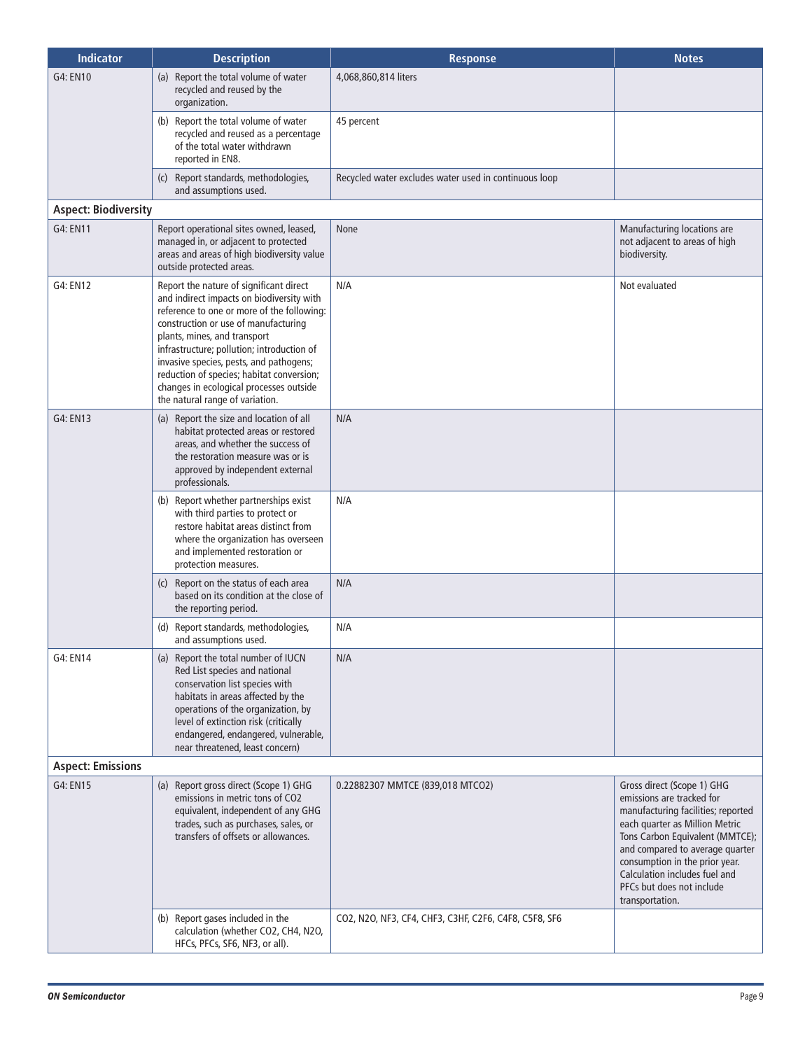| Indicator | Description | Response | Notes |
|---|---|---|---|
| G4: EN10 | (a) Report the total volume of water recycled and reused by the organization. | 4,068,860,814 liters | |
| | (b) Report the total volume of water recycled and reused as a percentage of the total water withdrawn reported in EN8. | 45 percent | |
| | (c) Report standards, methodologies, and assumptions used. | Recycled water excludes water used in continuous loop | |
| **Aspect: Biodiversity** | | | |
| G4: EN11 | Report operational sites owned, leased, managed in, or adjacent to protected areas and areas of high biodiversity value outside protected areas. | None | Manufacturing locations are not adjacent to areas of high biodiversity. |
| G4: EN12 | Report the nature of significant direct and indirect impacts on biodiversity with reference to one or more of the following: construction or use of manufacturing plants, mines, and transport infrastructure; pollution; introduction of invasive species, pests, and pathogens; reduction of species; habitat conversion; changes in ecological processes outside the natural range of variation. | N/A | Not evaluated |
| G4: EN13 | (a) Report the size and location of all habitat protected areas or restored areas, and whether the success of the restoration measure was or is approved by independent external professionals. | N/A | |
| | (b) Report whether partnerships exist with third parties to protect or restore habitat areas distinct from where the organization has overseen and implemented restoration or protection measures. | N/A | |
| | (c) Report on the status of each area based on its condition at the close of the reporting period. | N/A | |
| | (d) Report standards, methodologies, and assumptions used. | N/A | |
| G4: EN14 | (a) Report the total number of IUCN Red List species and national conservation list species with habitats in areas affected by the operations of the organization, by level of extinction risk (critically endangered, endangered, vulnerable, near threatened, least concern) | N/A | |
| **Aspect: Emissions** | | | |
| G4: EN15 | (a) Report gross direct (Scope 1) GHG emissions in metric tons of $CO_2$ equivalent, independent of any GHG trades, such as purchases, sales, or transfers of offsets or allowances. | 0.22882307 MMTCE (839,018 $MTCO_2$) | Gross direct (Scope 1) GHG emissions are tracked for manufacturing facilities; reported each quarter as Million Metric Tons Carbon Equivalent (MMTCE); and compared to average quarter consumption in the prior year. Calculation includes fuel and PFCs but does not include transportation. |
| | (b) Report gases included in the calculation (whether $CO_2$, $CH_4$, $N_2O$, HFCs, PFCs, $SF_6$, $NF_3$, or all). | $CO_2$, $N_2O$, $NF_3$, $CF_4$, $CHF_3$, C3HF, $C_2F_6$, $C_4F_8$, $C_5F_8$, $SF_6$ | |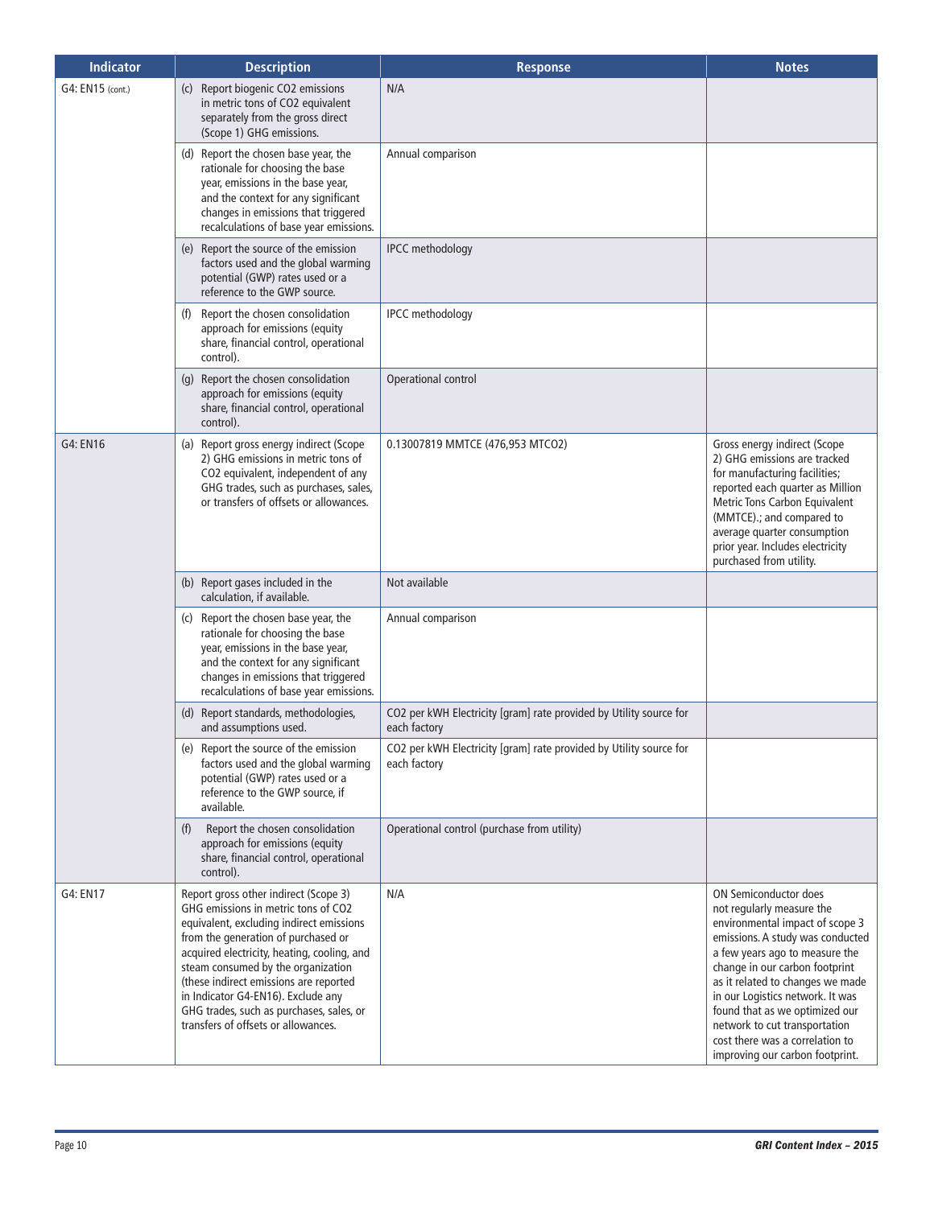| Indicator | Description | Response | Notes |
|---|---|---|---|
| G4: EN15 (cont.) | (c) Report biogenic $CO_2$ emissions in metric tons of $CO_2$ equivalent separately from the gross direct (Scope 1) GHG emissions. | N/A | |
| | (d) Report the chosen base year, the rationale for choosing the base year, emissions in the base year, and the context for any significant changes in emissions that triggered recalculations of base year emissions. | Annual comparison | |
| | (e) Report the source of the emission factors used and the global warming potential (GWP) rates used or a reference to the GWP source. | IPCC methodology | |
| | (f) Report the chosen consolidation approach for emissions (equity share, financial control, operational control). | IPCC methodology | |
| | (g) Report the chosen consolidation approach for emissions (equity share, financial control, operational control). | Operational control | |
| G4: EN16 | (a) Report gross energy indirect (Scope 2) GHG emissions in metric tons of $CO_2$ equivalent, independent of any GHG trades, such as purchases, sales, or transfers of offsets or allowances. | 0.13007819 MMTCE (476,953 MTCO2) | Gross energy indirect (Scope 2) GHG emissions are tracked for manufacturing facilities; reported each quarter as Million Metric Tons Carbon Equivalent (MMTCE).; and compared to average quarter consumption prior year. Includes electricity purchased from utility. |
| | (b) Report gases included in the calculation, if available. | Not available | |
| | (c) Report the chosen base year, the rationale for choosing the base year, emissions in the base year, and the context for any significant changes in emissions that triggered recalculations of base year emissions. | Annual comparison | |
| | (d) Report standards, methodologies, and assumptions used. | $CO_2$ per kWH Electricity [gram] rate provided by Utility source for each factory | |
| | (e) Report the source of the emission factors used and the global warming potential (GWP) rates used or a reference to the GWP source, if available. | $CO_2$ per kWH Electricity [gram] rate provided by Utility source for each factory | |
| | (f) Report the chosen consolidation approach for emissions (equity share, financial control, operational control). | Operational control (purchase from utility) | |
| G4: EN17 | Report gross other indirect (Scope 3) GHG emissions in metric tons of $CO_2$ equivalent, excluding indirect emissions from the generation of purchased or acquired electricity, heating, cooling, and steam consumed by the organization (these indirect emissions are reported in Indicator G4-EN16). Exclude any GHG trades, such as purchases, sales, or transfers of offsets or allowances. | N/A | ON Semiconductor does not regularly measure the environmental impact of scope 3 emissions. A study was conducted a few years ago to measure the change in our carbon footprint as it related to changes we made in our Logistics network. It was found that as we optimized our network to cut transportation cost there was a correlation to improving our carbon footprint. |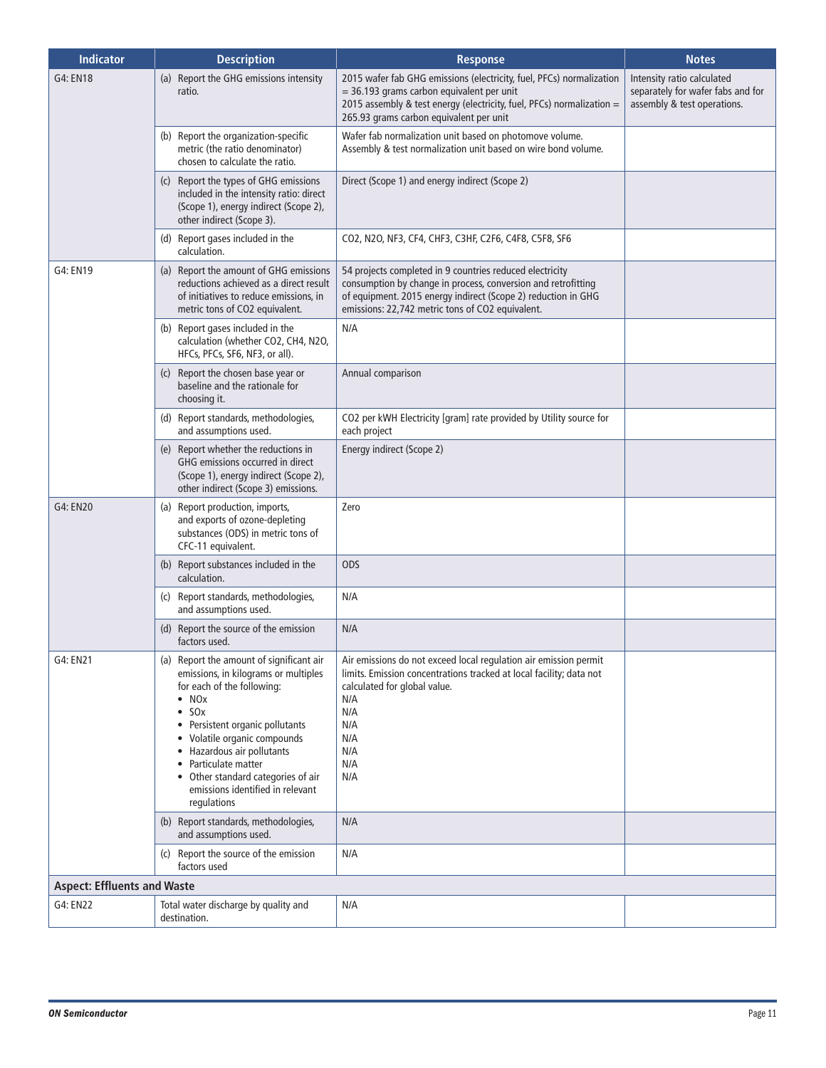| Indicator | Description | Response | Notes |
|---|---|---|---|
| G4: EN18 | (a) Report the GHG emissions intensity ratio. | 2015 wafer fab GHG emissions (electricity, fuel, PFCs) normalization = 36.193 grams carbon equivalent per unit<br>2015 assembly & test energy (electricity, fuel, PFCs) normalization = 265.93 grams carbon equivalent per unit | Intensity ratio calculated separately for wafer fabs and for assembly & test operations. |
| | (b) Report the organization-specific metric (the ratio denominator) chosen to calculate the ratio. | Wafer fab normalization unit based on photomove volume.<br>Assembly & test normalization unit based on wire bond volume. | |
| | (c) Report the types of GHG emissions included in the intensity ratio: direct (Scope 1), energy indirect (Scope 2), other indirect (Scope 3). | Direct (Scope 1) and energy indirect (Scope 2) | |
| | (d) Report gases included in the calculation. | $CO_2$, $N_2O$, $NF_3$, $CF_4$, $CHF_3$, C3HF, $C_2F_6$, $C_4F_8$, $C_5F_8$, $SF_6$ | |
| G4: EN19 | (a) Report the amount of GHG emissions reductions achieved as a direct result of initiatives to reduce emissions, in metric tons of $CO_2$ equivalent. | 54 projects completed in 9 countries reduced electricity consumption by change in process, conversion and retrofitting of equipment. 2015 energy indirect (Scope 2) reduction in GHG emissions: 22,742 metric tons of $CO_2$ equivalent. | |
| | (b) Report gases included in the calculation (whether $CO_2$, $CH_4$, $N_2O$, HFCs, PFCs, $SF_6$, $NF_3$, or all). | N/A | |
| | (c) Report the chosen base year or baseline and the rationale for choosing it. | Annual comparison | |
| | (d) Report standards, methodologies, and assumptions used. | $CO_2$ per kWH Electricity [gram] rate provided by Utility source for each project | |
| | (e) Report whether the reductions in GHG emissions occurred in direct (Scope 1), energy indirect (Scope 2), other indirect (Scope 3) emissions. | Energy indirect (Scope 2) | |
| G4: EN20 | (a) Report production, imports, and exports of ozone-depleting substances (ODS) in metric tons of CFC-11 equivalent. | Zero | |
| | (b) Report substances included in the calculation. | ODS | |
| | (c) Report standards, methodologies, and assumptions used. | N/A | |
| | (d) Report the source of the emission factors used. | N/A | |
| G4: EN21 | (a) Report the amount of significant air emissions, in kilograms or multiples for each of the following:<br>• NOx<br>• SOx<br>• Persistent organic pollutants<br>• Volatile organic compounds<br>• Hazardous air pollutants<br>• Particulate matter<br>• Other standard categories of air emissions identified in relevant regulations | Air emissions do not exceed local regulation air emission permit limits. Emission concentrations tracked at local facility; data not calculated for global value.<br>N/A<br>N/A<br>N/A<br>N/A<br>N/A<br>N/A<br>N/A | |
| | (b) Report standards, methodologies, and assumptions used. | N/A | |
| | (c) Report the source of the emission factors used | N/A | |
| **Aspect: Effluents and Waste** | | | |
| G4: EN22 | Total water discharge by quality and destination. | N/A | |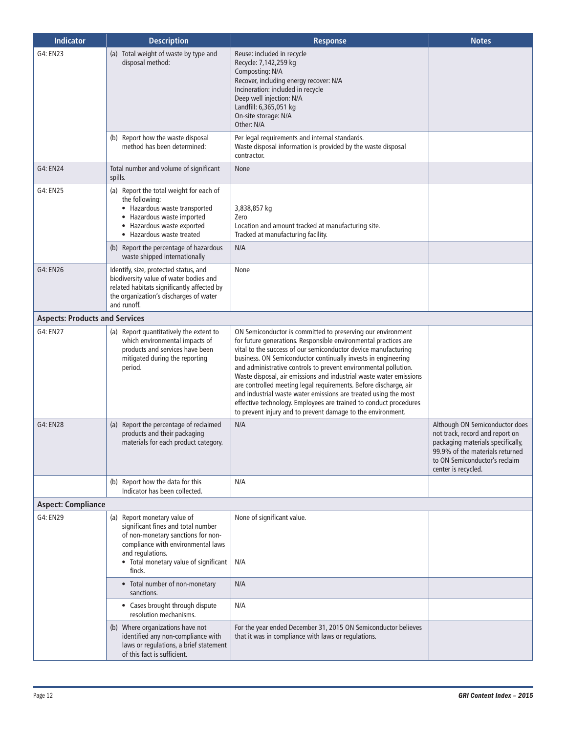| Indicator | Description | Response | Notes |
|---|---|---|---|
| G4: EN23 | (a) Total weight of waste by type and disposal method: | Reuse: included in recycle<br>Recycle: 7,142,259 kg<br>Composting: N/A<br>Recover, including energy recover: N/A<br>Incineration: included in recycle<br>Deep well injection: N/A<br>Landfill: 6,365,051 kg<br>On-site storage: N/A<br>Other: N/A | |
| | (b) Report how the waste disposal method has been determined: | Per legal requirements and internal standards.<br>Waste disposal information is provided by the waste disposal contractor. | |
| G4: EN24 | Total number and volume of significant spills. | None | |
| G4: EN25 | (a) Report the total weight for each of the following:<br>• Hazardous waste transported<br>• Hazardous waste imported<br>• Hazardous waste exported<br>• Hazardous waste treated | 3,838,857 kg<br>Zero<br>Location and amount tracked at manufacturing site.<br>Tracked at manufacturing facility. | |
| | (b) Report the percentage of hazardous waste shipped internationally | N/A | |
| G4: EN26 | Identify, size, protected status, and biodiversity value of water bodies and related habitats significantly affected by the organization's discharges of water and runoff. | None | |
| **Aspects: Products and Services** | | | |
| G4: EN27 | (a) Report quantitatively the extent to which environmental impacts of products and services have been mitigated during the reporting period. | ON Semiconductor is committed to preserving our environment for future generations. Responsible environmental practices are vital to the success of our semiconductor device manufacturing business. ON Semiconductor continually invests in engineering and administrative controls to prevent environmental pollution. Waste disposal, air emissions and industrial waste water emissions are controlled meeting legal requirements. Before discharge, air and industrial waste water emissions are treated using the most effective technology. Employees are trained to conduct procedures to prevent injury and to prevent damage to the environment. | |
| G4: EN28 | (a) Report the percentage of reclaimed products and their packaging materials for each product category. | N/A | Although ON Semiconductor does not track, record and report on packaging materials specifically, 99.9% of the materials returned to ON Semiconductor's reclaim center is recycled. |
| | (b) Report how the data for this Indicator has been collected. | N/A | |
| **Aspect: Compliance** | | | |
| G4: EN29 | (a) Report monetary value of significant fines and total number of non-monetary sanctions for non-compliance with environmental laws and regulations.<br>• Total monetary value of significant finds. | None of significant value.<br><br>N/A | |
| | • Total number of non-monetary sanctions. | N/A | |
| | • Cases brought through dispute resolution mechanisms. | N/A | |
| | (b) Where organizations have not identified any non-compliance with laws or regulations, a brief statement of this fact is sufficient. | For the year ended December 31, 2015 ON Semiconductor believes that it was in compliance with laws or regulations. | |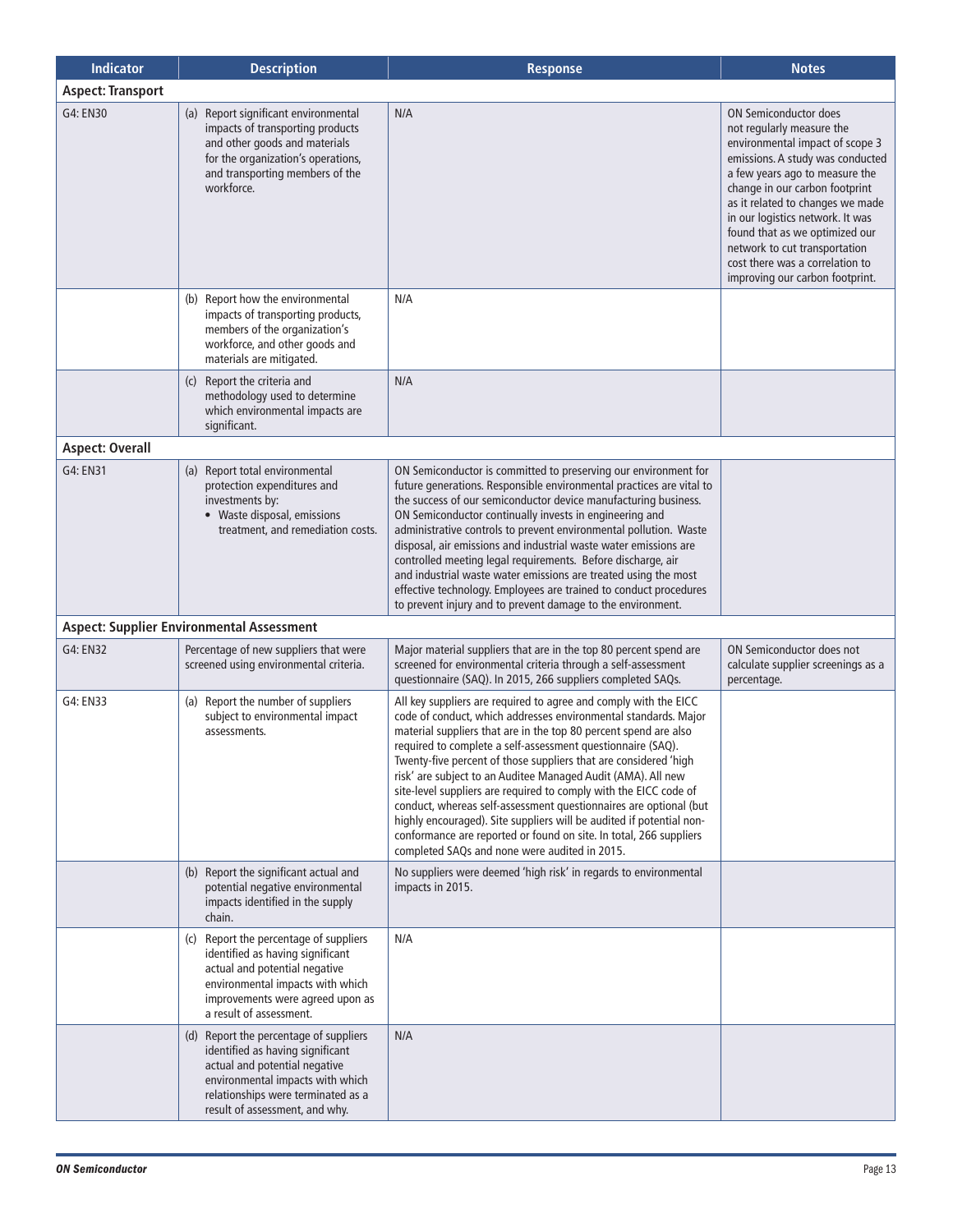| Indicator | Description | Response | Notes |
|---|---|---|---|
| **Aspect: Transport** | | | |
| G4: EN30 | (a) Report significant environmental impacts of transporting products and other goods and materials for the organization's operations, and transporting members of the workforce. | N/A | ON Semiconductor does not regularly measure the environmental impact of scope 3 emissions. A study was conducted a few years ago to measure the change in our carbon footprint as it related to changes we made in our logistics network. It was found that as we optimized our network to cut transportation cost there was a correlation to improving our carbon footprint. |
| | (b) Report how the environmental impacts of transporting products, members of the organization's workforce, and other goods and materials are mitigated. | N/A | |
| | (c) Report the criteria and methodology used to determine which environmental impacts are significant. | N/A | |
| **Aspect: Overall** | | | |
| G4: EN31 | (a) Report total environmental protection expenditures and investments by:<br>• Waste disposal, emissions treatment, and remediation costs. | ON Semiconductor is committed to preserving our environment for future generations. Responsible environmental practices are vital to the success of our semiconductor device manufacturing business. ON Semiconductor continually invests in engineering and administrative controls to prevent environmental pollution. Waste disposal, air emissions and industrial waste water emissions are controlled meeting legal requirements. Before discharge, air and industrial waste water emissions are treated using the most effective technology. Employees are trained to conduct procedures to prevent injury and to prevent damage to the environment. | |
| **Aspect: Supplier Environmental Assessment** | | | |
| G4: EN32 | Percentage of new suppliers that were screened using environmental criteria. | Major material suppliers that are in the top 80 percent spend are screened for environmental criteria through a self-assessment questionnaire (SAQ). In 2015, 266 suppliers completed SAQs. | ON Semiconductor does not calculate supplier screenings as a percentage. |
| G4: EN33 | (a) Report the number of suppliers subject to environmental impact assessments. | All key suppliers are required to agree and comply with the EICC code of conduct, which addresses environmental standards. Major material suppliers that are in the top 80 percent spend are also required to complete a self-assessment questionnaire (SAQ). Twenty-five percent of those suppliers that are considered 'high risk' are subject to an Auditee Managed Audit (AMA). All new site-level suppliers are required to comply with the EICC code of conduct, whereas self-assessment questionnaires are optional (but highly encouraged). Site suppliers will be audited if potential non-conformance are reported or found on site. In total, 266 suppliers completed SAQs and none were audited in 2015. | |
| | (b) Report the significant actual and potential negative environmental impacts identified in the supply chain. | No suppliers were deemed 'high risk' in regards to environmental impacts in 2015. | |
| | (c) Report the percentage of suppliers identified as having significant actual and potential negative environmental impacts with which improvements were agreed upon as a result of assessment. | N/A | |
| | (d) Report the percentage of suppliers identified as having significant actual and potential negative environmental impacts with which relationships were terminated as a result of assessment, and why. | N/A | |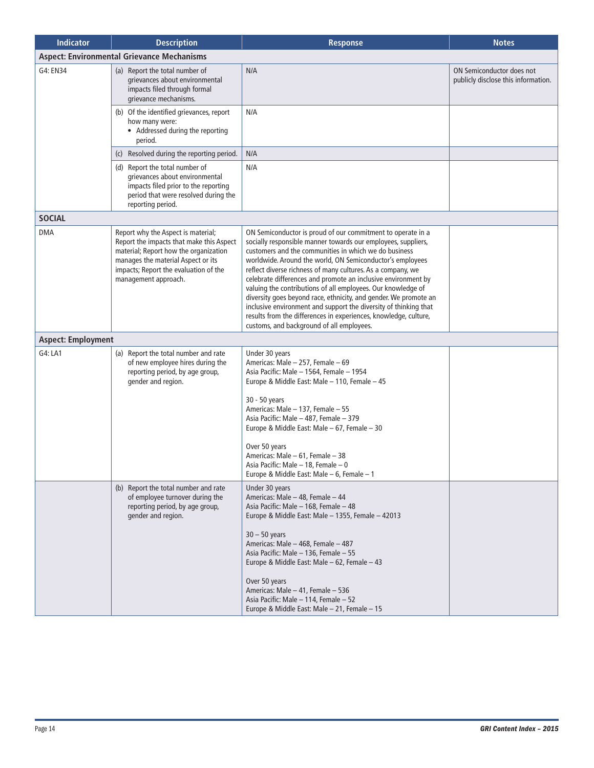| Indicator | Description | Response | Notes |
|---|---|---|---|
| **Aspect: Environmental Grievance Mechanisms** | | | |
| G4: EN34 | (a) Report the total number of grievances about environmental impacts filed through formal grievance mechanisms. | N/A | ON Semiconductor does not publicly disclose this information. |
| | (b) Of the identified grievances, report how many were: • Addressed during the reporting period. | N/A | |
| | (c) Resolved during the reporting period. | N/A | |
| | (d) Report the total number of grievances about environmental impacts filed prior to the reporting period that were resolved during the reporting period. | N/A | |
| **SOCIAL** | | | |
| DMA | Report why the Aspect is material; Report the impacts that make this Aspect material; Report how the organization manages the material Aspect or its impacts; Report the evaluation of the management approach. | ON Semiconductor is proud of our commitment to operate in a socially responsible manner towards our employees, suppliers, customers and the communities in which we do business worldwide. Around the world, ON Semiconductor's employees reflect diverse richness of many cultures. As a company, we celebrate differences and promote an inclusive environment by valuing the contributions of all employees. Our knowledge of diversity goes beyond race, ethnicity, and gender. We promote an inclusive environment and support the diversity of thinking that results from the differences in experiences, knowledge, culture, customs, and background of all employees. | |
| **Aspect: Employment** | | | |
| G4: LA1 | (a) Report the total number and rate of new employee hires during the reporting period, by age group, gender and region. | Under 30 years<br>Americas: Male – 257, Female – 69<br>Asia Pacific: Male – 1564, Female – 1954<br>Europe & Middle East: Male – 110, Female – 45<br><br>30 - 50 years<br>Americas: Male – 137, Female – 55<br>Asia Pacific: Male – 487, Female – 379<br>Europe & Middle East: Male – 67, Female – 30<br><br>Over 50 years<br>Americas: Male – 61, Female – 38<br>Asia Pacific: Male – 18, Female – 0<br>Europe & Middle East: Male – 6, Female – 1 | |
| | (b) Report the total number and rate of employee turnover during the reporting period, by age group, gender and region. | Under 30 years<br>Americas: Male – 48, Female – 44<br>Asia Pacific: Male – 168, Female – 48<br>Europe & Middle East: Male – 1355, Female – 42013<br><br>30 – 50 years<br>Americas: Male – 468, Female – 487<br>Asia Pacific: Male – 136, Female – 55<br>Europe & Middle East: Male – 62, Female – 43<br><br>Over 50 years<br>Americas: Male – 41, Female – 536<br>Asia Pacific: Male – 114, Female – 52<br>Europe & Middle East: Male – 21, Female – 15 | |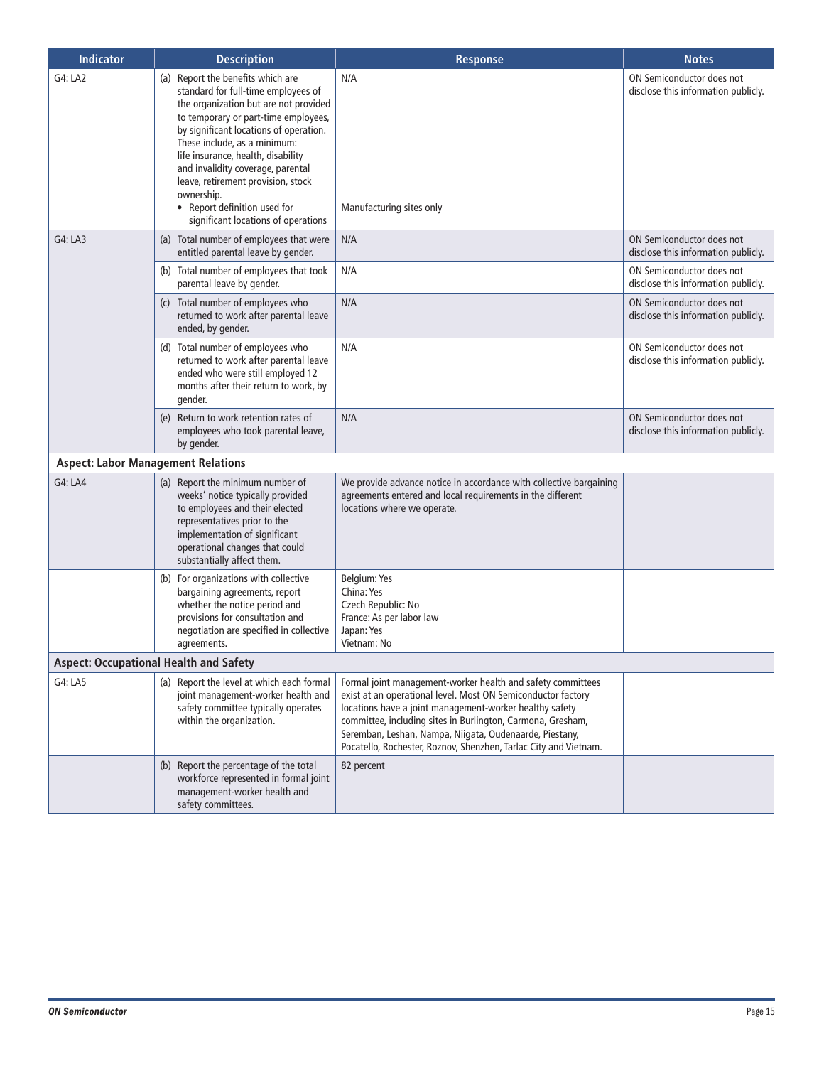| Indicator | Description | Response | Notes |
|---|---|---|---|
| G4: LA2 | (a) Report the benefits which are standard for full-time employees of the organization but are not provided to temporary or part-time employees, by significant locations of operation. These include, as a minimum: life insurance, health, disability and invalidity coverage, parental leave, retirement provision, stock ownership. | N/A | ON Semiconductor does not disclose this information publicly. |
| | • Report definition used for significant locations of operations | Manufacturing sites only | |
| G4: LA3 | (a) Total number of employees that were entitled parental leave by gender. | N/A | ON Semiconductor does not disclose this information publicly. |
| | (b) Total number of employees that took parental leave by gender. | N/A | ON Semiconductor does not disclose this information publicly. |
| | (c) Total number of employees who returned to work after parental leave ended, by gender. | N/A | ON Semiconductor does not disclose this information publicly. |
| | (d) Total number of employees who returned to work after parental leave ended who were still employed 12 months after their return to work, by gender. | N/A | ON Semiconductor does not disclose this information publicly. |
| | (e) Return to work retention rates of employees who took parental leave, by gender. | N/A | ON Semiconductor does not disclose this information publicly. |
| **Aspect: Labor Management Relations** | | | |
| G4: LA4 | (a) Report the minimum number of weeks' notice typically provided to employees and their elected representatives prior to the implementation of significant operational changes that could substantially affect them. | We provide advance notice in accordance with collective bargaining agreements entered and local requirements in the different locations where we operate. | |
| | (b) For organizations with collective bargaining agreements, report whether the notice period and provisions for consultation and negotiation are specified in collective agreements. | Belgium: Yes<br>China: Yes<br>Czech Republic: No<br>France: As per labor law<br>Japan: Yes<br>Vietnam: No | |
| **Aspect: Occupational Health and Safety** | | | |
| G4: LA5 | (a) Report the level at which each formal joint management-worker health and safety committee typically operates within the organization. | Formal joint management-worker health and safety committees exist at an operational level. Most ON Semiconductor factory locations have a joint management-worker healthy safety committee, including sites in Burlington, Carmona, Gresham, Seremban, Leshan, Nampa, Niigata, Oudenaarde, Piestany, Pocatello, Rochester, Roznov, Shenzhen, Tarlac City and Vietnam. | |
| | (b) Report the percentage of the total workforce represented in formal joint management-worker health and safety committees. | 82 percent | |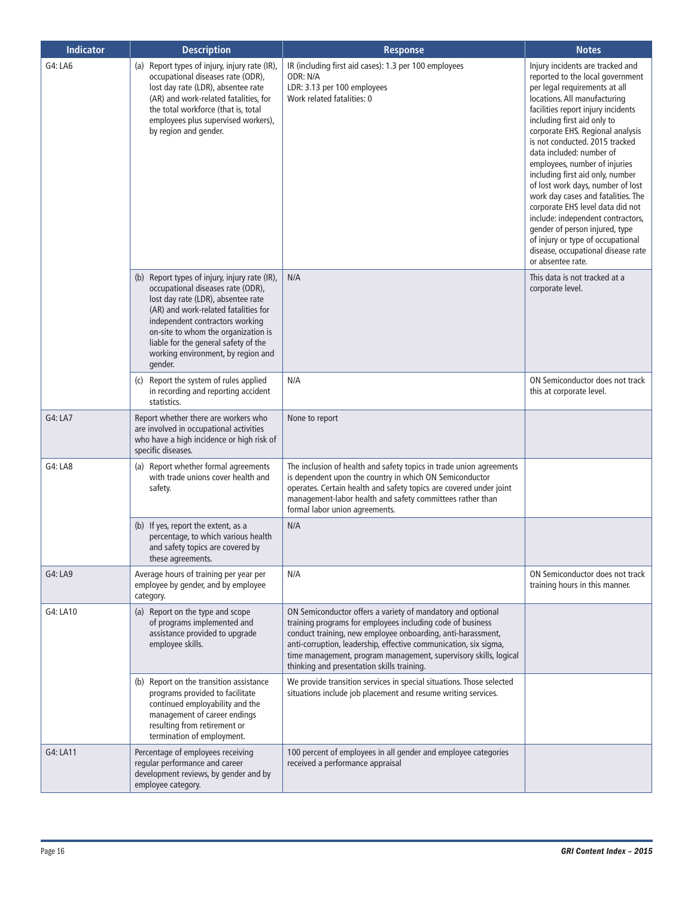| Indicator | Description | Response | Notes |
|---|---|---|---|
| G4: LA6 | (a) Report types of injury, injury rate (IR), occupational diseases rate (ODR), lost day rate (LDR), absentee rate (AR) and work-related fatalities, for the total workforce (that is, total employees plus supervised workers), by region and gender. | IR (including first aid cases): 1.3 per 100 employees<br>ODR: N/A<br>LDR: 3.13 per 100 employees<br>Work related fatalities: 0 | Injury incidents are tracked and reported to the local government per legal requirements at all locations. All manufacturing facilities report injury incidents including first aid only to corporate EHS. Regional analysis is not conducted. 2015 tracked data included: number of employees, number of injuries including first aid only, number of lost work days, number of lost work day cases and fatalities. The corporate EHS level data did not include: independent contractors, gender of person injured, type of injury or type of occupational disease, occupational disease rate or absentee rate. |
| | (b) Report types of injury, injury rate (IR), occupational diseases rate (ODR), lost day rate (LDR), absentee rate (AR) and work-related fatalities for independent contractors working on-site to whom the organization is liable for the general safety of the working environment, by region and gender. | N/A | This data is not tracked at a corporate level. |
| | (c) Report the system of rules applied in recording and reporting accident statistics. | N/A | ON Semiconductor does not track this at corporate level. |
| G4: LA7 | Report whether there are workers who are involved in occupational activities who have a high incidence or high risk of specific diseases. | None to report | |
| G4: LA8 | (a) Report whether formal agreements with trade unions cover health and safety. | The inclusion of health and safety topics in trade union agreements is dependent upon the country in which ON Semiconductor operates. Certain health and safety topics are covered under joint management-labor health and safety committees rather than formal labor union agreements. | |
| | (b) If yes, report the extent, as a percentage, to which various health and safety topics are covered by these agreements. | N/A | |
| G4: LA9 | Average hours of training per year per employee by gender, and by employee category. | N/A | ON Semiconductor does not track training hours in this manner. |
| G4: LA10 | (a) Report on the type and scope of programs implemented and assistance provided to upgrade employee skills. | ON Semiconductor offers a variety of mandatory and optional training programs for employees including code of business conduct training, new employee onboarding, anti-harassment, anti-corruption, leadership, effective communication, six sigma, time management, program management, supervisory skills, logical thinking and presentation skills training. | |
| | (b) Report on the transition assistance programs provided to facilitate continued employability and the management of career endings resulting from retirement or termination of employment. | We provide transition services in special situations. Those selected situations include job placement and resume writing services. | |
| G4: LA11 | Percentage of employees receiving regular performance and career development reviews, by gender and by employee category. | 100 percent of employees in all gender and employee categories received a performance appraisal | |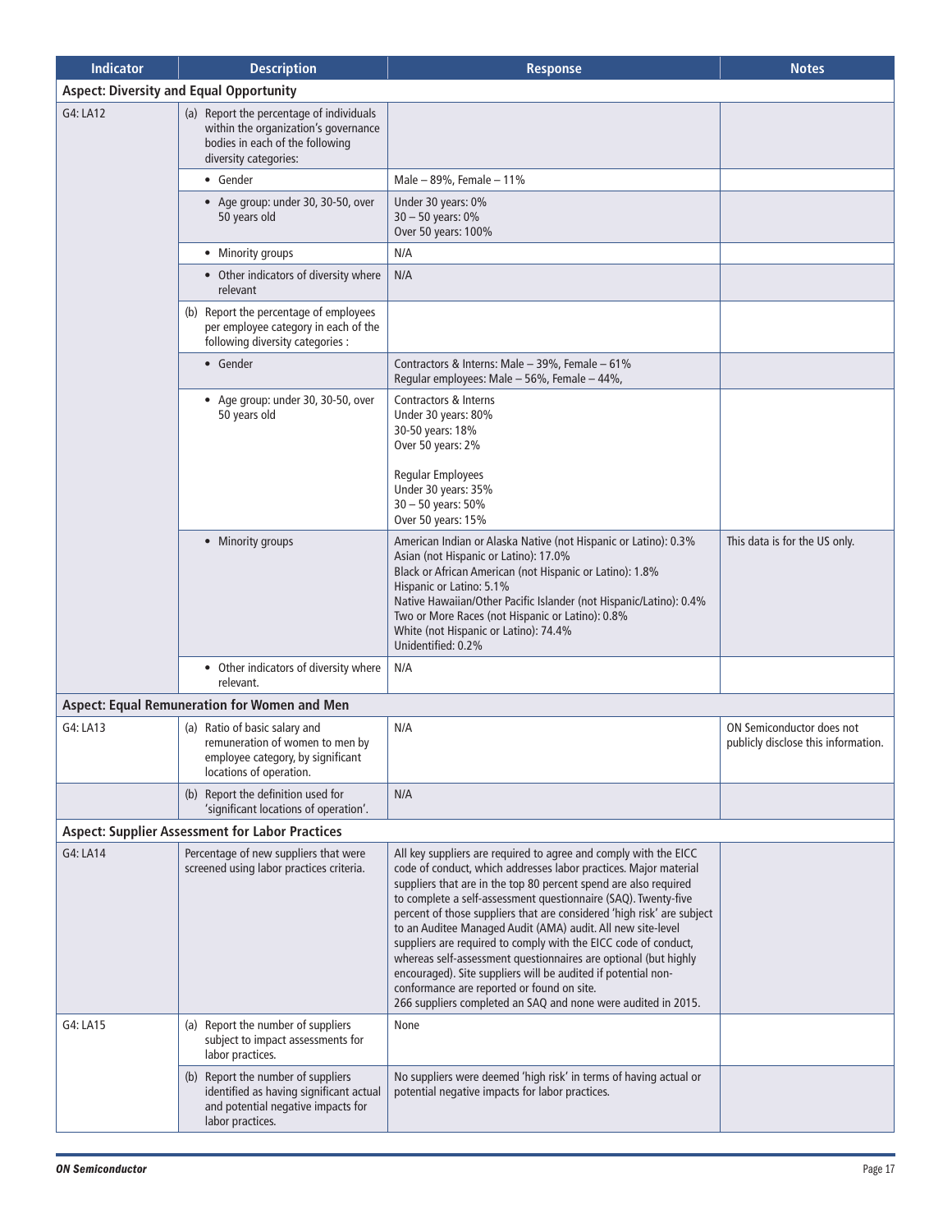| Indicator | Description | Response | Notes |
|---|---|---|---|
| **Aspect: Diversity and Equal Opportunity** | | | |
| G4: LA12 | (a) Report the percentage of individuals within the organization's governance bodies in each of the following diversity categories: | | |
| | • Gender | Male – 89%, Female – 11% | |
| | • Age group: under 30, 30-50, over 50 years old | Under 30 years: 0%<br>30 – 50 years: 0%<br>Over 50 years: 100% | |
| | • Minority groups | N/A | |
| | • Other indicators of diversity where relevant | N/A | |
| | (b) Report the percentage of employees per employee category in each of the following diversity categories : | | |
| | • Gender | Contractors & Interns: Male – 39%, Female – 61%<br>Regular employees: Male – 56%, Female – 44%, | |
| | • Age group: under 30, 30-50, over 50 years old | Contractors & Interns<br>Under 30 years: 80%<br>30-50 years: 18%<br>Over 50 years: 2%<br><br>Regular Employees<br>Under 30 years: 35%<br>30 – 50 years: 50%<br>Over 50 years: 15% | |
| | • Minority groups | American Indian or Alaska Native (not Hispanic or Latino): 0.3%<br>Asian (not Hispanic or Latino): 17.0%<br>Black or African American (not Hispanic or Latino): 1.8%<br>Hispanic or Latino: 5.1%<br>Native Hawaiian/Other Pacific Islander (not Hispanic/Latino): 0.4%<br>Two or More Races (not Hispanic or Latino): 0.8%<br>White (not Hispanic or Latino): 74.4%<br>Unidentified: 0.2% | This data is for the US only. |
| | • Other indicators of diversity where relevant. | N/A | |
| **Aspect: Equal Remuneration for Women and Men** | | | |
| G4: LA13 | (a) Ratio of basic salary and remuneration of women to men by employee category, by significant locations of operation. | N/A | ON Semiconductor does not publicly disclose this information. |
| | (b) Report the definition used for 'significant locations of operation'. | N/A | |
| **Aspect: Supplier Assessment for Labor Practices** | | | |
| G4: LA14 | Percentage of new suppliers that were screened using labor practices criteria. | All key suppliers are required to agree and comply with the EICC code of conduct, which addresses labor practices. Major material suppliers that are in the top 80 percent spend are also required to complete a self-assessment questionnaire (SAQ). Twenty-five percent of those suppliers that are considered 'high risk' are subject to an Auditee Managed Audit (AMA) audit. All new site-level suppliers are required to comply with the EICC code of conduct, whereas self-assessment questionnaires are optional (but highly encouraged). Site suppliers will be audited if potential non-conformance are reported or found on site.<br>266 suppliers completed an SAQ and none were audited in 2015. | |
| G4: LA15 | (a) Report the number of suppliers subject to impact assessments for labor practices. | None | |
| | (b) Report the number of suppliers identified as having significant actual and potential negative impacts for labor practices. | No suppliers were deemed 'high risk' in terms of having actual or potential negative impacts for labor practices. | |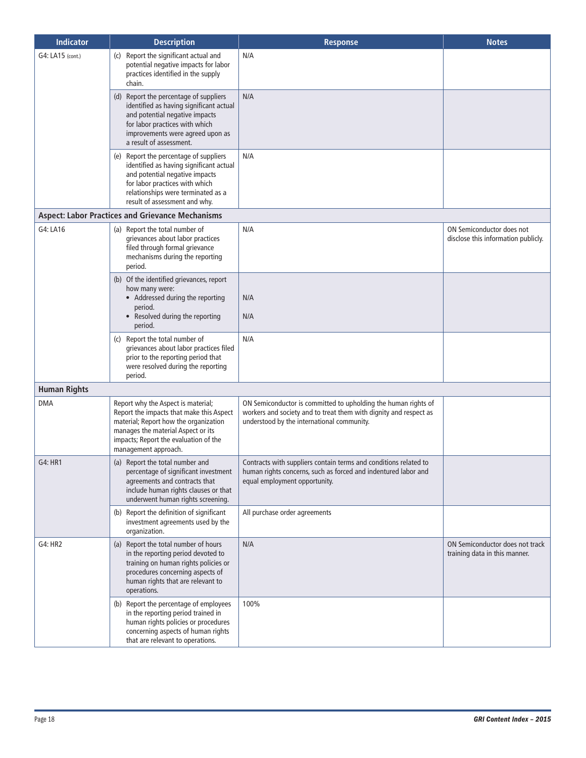| Indicator | Description | Response | Notes |
|---|---|---|---|
| G4: LA15 (cont.) | (c) Report the significant actual and potential negative impacts for labor practices identified in the supply chain. | N/A | |
| | (d) Report the percentage of suppliers identified as having significant actual and potential negative impacts for labor practices with which improvements were agreed upon as a result of assessment. | N/A | |
| | (e) Report the percentage of suppliers identified as having significant actual and potential negative impacts for labor practices with which relationships were terminated as a result of assessment and why. | N/A | |
| **Aspect: Labor Practices and Grievance Mechanisms** | | | |
| G4: LA16 | (a) Report the total number of grievances about labor practices filed through formal grievance mechanisms during the reporting period. | N/A | ON Semiconductor does not disclose this information publicly. |
| | (b) Of the identified grievances, report how many were: • Addressed during the reporting period. • Resolved during the reporting period. | N/A N/A | |
| | (c) Report the total number of grievances about labor practices filed prior to the reporting period that were resolved during the reporting period. | N/A | |
| **Human Rights** | | | |
| DMA | Report why the Aspect is material; Report the impacts that make this Aspect material; Report how the organization manages the material Aspect or its impacts; Report the evaluation of the management approach. | ON Semiconductor is committed to upholding the human rights of workers and society and to treat them with dignity and respect as understood by the international community. | |
| G4: HR1 | (a) Report the total number and percentage of significant investment agreements and contracts that include human rights clauses or that underwent human rights screening. | Contracts with suppliers contain terms and conditions related to human rights concerns, such as forced and indentured labor and equal employment opportunity. | |
| | (b) Report the definition of significant investment agreements used by the organization. | All purchase order agreements | |
| G4: HR2 | (a) Report the total number of hours in the reporting period devoted to training on human rights policies or procedures concerning aspects of human rights that are relevant to operations. | N/A | ON Semiconductor does not track training data in this manner. |
| | (b) Report the percentage of employees in the reporting period trained in human rights policies or procedures concerning aspects of human rights that are relevant to operations. | 100% | |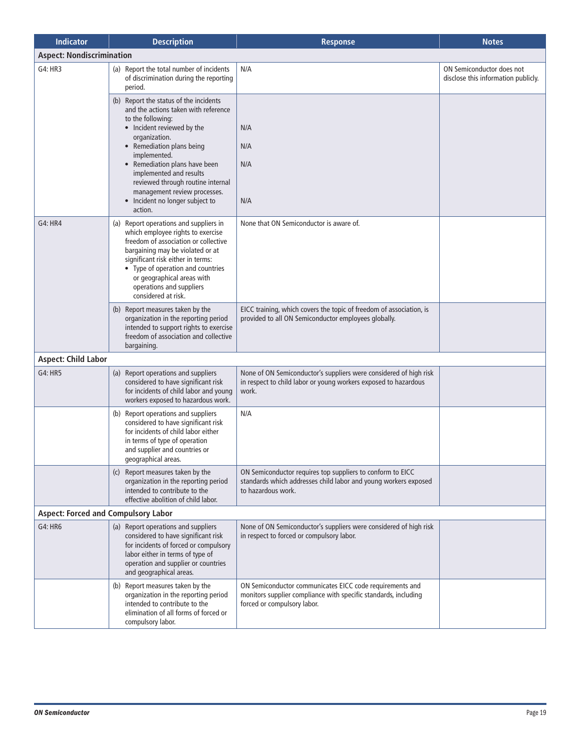| Indicator | Description | Response | Notes |
|---|---|---|---|
| **Aspect: Nondiscrimination** | | | |
| G4: HR3 | (a) Report the total number of incidents of discrimination during the reporting period. | N/A | ON Semiconductor does not disclose this information publicly. |
| | (b) Report the status of the incidents and the actions taken with reference to the following:<br>• Incident reviewed by the organization.<br>• Remediation plans being implemented.<br>• Remediation plans have been implemented and results reviewed through routine internal management review processes.<br>• Incident no longer subject to action. | N/A<br>N/A<br>N/A<br>N/A | |
| G4: HR4 | (a) Report operations and suppliers in which employee rights to exercise freedom of association or collective bargaining may be violated or at significant risk either in terms:<br>• Type of operation and countries or geographical areas with operations and suppliers considered at risk. | None that ON Semiconductor is aware of. | |
| | (b) Report measures taken by the organization in the reporting period intended to support rights to exercise freedom of association and collective bargaining. | EICC training, which covers the topic of freedom of association, is provided to all ON Semiconductor employees globally. | |
| **Aspect: Child Labor** | | | |
| G4: HR5 | (a) Report operations and suppliers considered to have significant risk for incidents of child labor and young workers exposed to hazardous work. | None of ON Semiconductor's suppliers were considered of high risk in respect to child labor or young workers exposed to hazardous work. | |
| | (b) Report operations and suppliers considered to have significant risk for incidents of child labor either in terms of type of operation and supplier and countries or geographical areas. | N/A | |
| | (c) Report measures taken by the organization in the reporting period intended to contribute to the effective abolition of child labor. | ON Semiconductor requires top suppliers to conform to EICC standards which addresses child labor and young workers exposed to hazardous work. | |
| **Aspect: Forced and Compulsory Labor** | | | |
| G4: HR6 | (a) Report operations and suppliers considered to have significant risk for incidents of forced or compulsory labor either in terms of type of operation and supplier or countries and geographical areas. | None of ON Semiconductor's suppliers were considered of high risk in respect to forced or compulsory labor. | |
| | (b) Report measures taken by the organization in the reporting period intended to contribute to the elimination of all forms of forced or compulsory labor. | ON Semiconductor communicates EICC code requirements and monitors supplier compliance with specific standards, including forced or compulsory labor. | |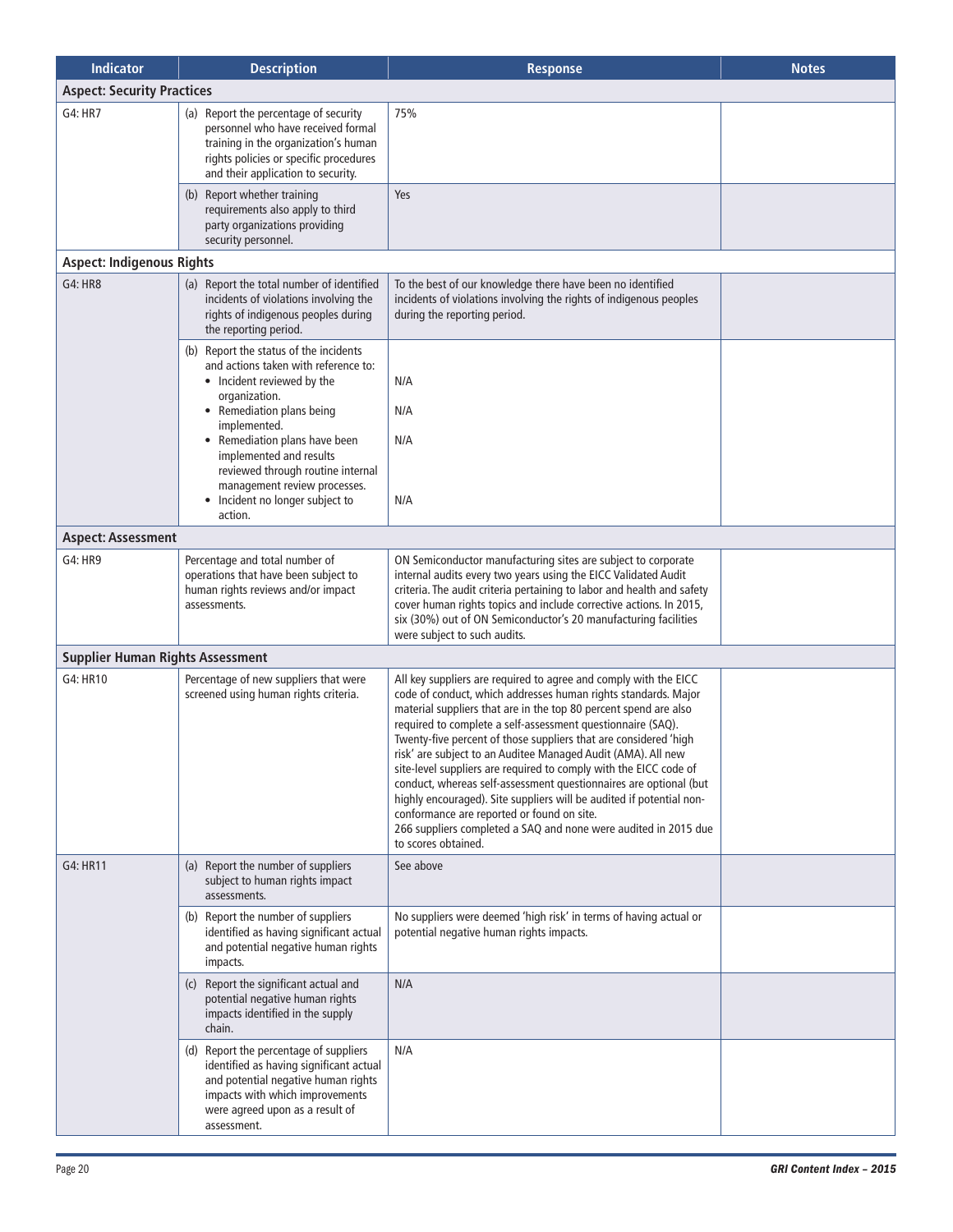| Indicator | Description | Response | Notes |
|---|---|---|---|
| **Aspect: Security Practices** | | | |
| G4: HR7 | (a) Report the percentage of security personnel who have received formal training in the organization's human rights policies or specific procedures and their application to security. | 75% | |
| | (b) Report whether training requirements also apply to third party organizations providing security personnel. | Yes | |
| **Aspect: Indigenous Rights** | | | |
| G4: HR8 | (a) Report the total number of identified incidents of violations involving the rights of indigenous peoples during the reporting period. | To the best of our knowledge there have been no identified incidents of violations involving the rights of indigenous peoples during the reporting period. | |
| | (b) Report the status of the incidents and actions taken with reference to:<br>• Incident reviewed by the organization.<br>• Remediation plans being implemented.<br>• Remediation plans have been implemented and results reviewed through routine internal management review processes.<br>• Incident no longer subject to action. | N/A<br>N/A<br>N/A<br>N/A | |
| **Aspect: Assessment** | | | |
| G4: HR9 | Percentage and total number of operations that have been subject to human rights reviews and/or impact assessments. | ON Semiconductor manufacturing sites are subject to corporate internal audits every two years using the EICC Validated Audit criteria. The audit criteria pertaining to labor and health and safety cover human rights topics and include corrective actions. In 2015, six (30%) out of ON Semiconductor's 20 manufacturing facilities were subject to such audits. | |
| **Supplier Human Rights Assessment** | | | |
| G4: HR10 | Percentage of new suppliers that were screened using human rights criteria. | All key suppliers are required to agree and comply with the EICC code of conduct, which addresses human rights standards. Major material suppliers that are in the top 80 percent spend are also required to complete a self-assessment questionnaire (SAQ). Twenty-five percent of those suppliers that are considered 'high risk' are subject to an Auditee Managed Audit (AMA). All new site-level suppliers are required to comply with the EICC code of conduct, whereas self-assessment questionnaires are optional (but highly encouraged). Site suppliers will be audited if potential non-conformance are reported or found on site.<br>266 suppliers completed a SAQ and none were audited in 2015 due to scores obtained. | |
| G4: HR11 | (a) Report the number of suppliers subject to human rights impact assessments. | See above | |
| | (b) Report the number of suppliers identified as having significant actual and potential negative human rights impacts. | No suppliers were deemed 'high risk' in terms of having actual or potential negative human rights impacts. | |
| | (c) Report the significant actual and potential negative human rights impacts identified in the supply chain. | N/A | |
| | (d) Report the percentage of suppliers identified as having significant actual and potential negative human rights impacts with which improvements were agreed upon as a result of assessment. | N/A | |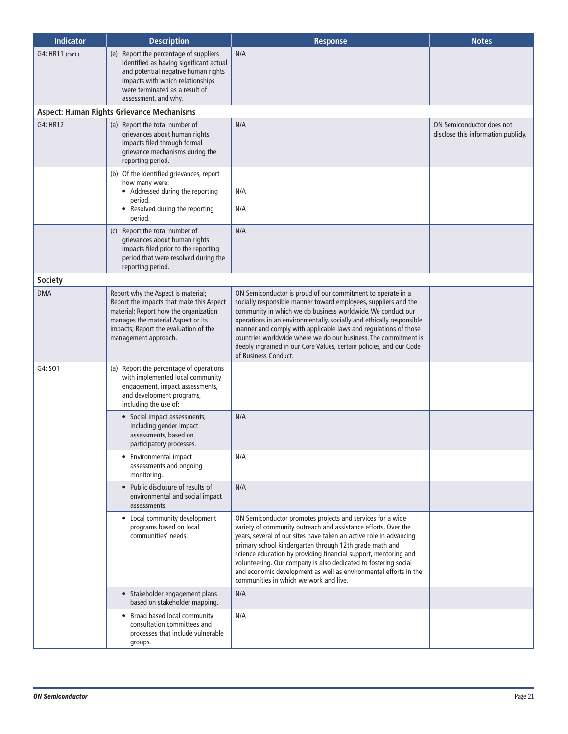| Indicator | Description | Response | Notes |
|---|---|---|---|
| G4: HR11 (cont.) | (e) Report the percentage of suppliers identified as having significant actual and potential negative human rights impacts with which relationships were terminated as a result of assessment, and why. | N/A | |
| **Aspect: Human Rights Grievance Mechanisms** | | | |
| G4: HR12 | (a) Report the total number of grievances about human rights impacts filed through formal grievance mechanisms during the reporting period. | N/A | ON Semiconductor does not disclose this information publicly. |
| | (b) Of the identified grievances, report how many were:<br>• Addressed during the reporting period.<br>• Resolved during the reporting period. | <br>N/A<br>N/A | |
| | (c) Report the total number of grievances about human rights impacts filed prior to the reporting period that were resolved during the reporting period. | N/A | |
| **Society** | | | |
| DMA | Report why the Aspect is material; Report the impacts that make this Aspect material; Report how the organization manages the material Aspect or its impacts; Report the evaluation of the management approach. | ON Semiconductor is proud of our commitment to operate in a socially responsible manner toward employees, suppliers and the community in which we do business worldwide. We conduct our operations in an environmentally, socially and ethically responsible manner and comply with applicable laws and regulations of those countries worldwide where we do our business. The commitment is deeply ingrained in our Core Values, certain policies, and our Code of Business Conduct. | |
| G4: SO1 | (a) Report the percentage of operations with implemented local community engagement, impact assessments, and development programs, including the use of: | | |
| | • Social impact assessments, including gender impact assessments, based on participatory processes. | N/A | |
| | • Environmental impact assessments and ongoing monitoring. | N/A | |
| | • Public disclosure of results of environmental and social impact assessments. | N/A | |
| | • Local community development programs based on local communities' needs. | ON Semiconductor promotes projects and services for a wide variety of community outreach and assistance efforts. Over the years, several of our sites have taken an active role in advancing primary school kindergarten through 12th grade math and science education by providing financial support, mentoring and volunteering. Our company is also dedicated to fostering social and economic development as well as environmental efforts in the communities in which we work and live. | |
| | • Stakeholder engagement plans based on stakeholder mapping. | N/A | |
| | • Broad based local community consultation committees and processes that include vulnerable groups. | N/A | |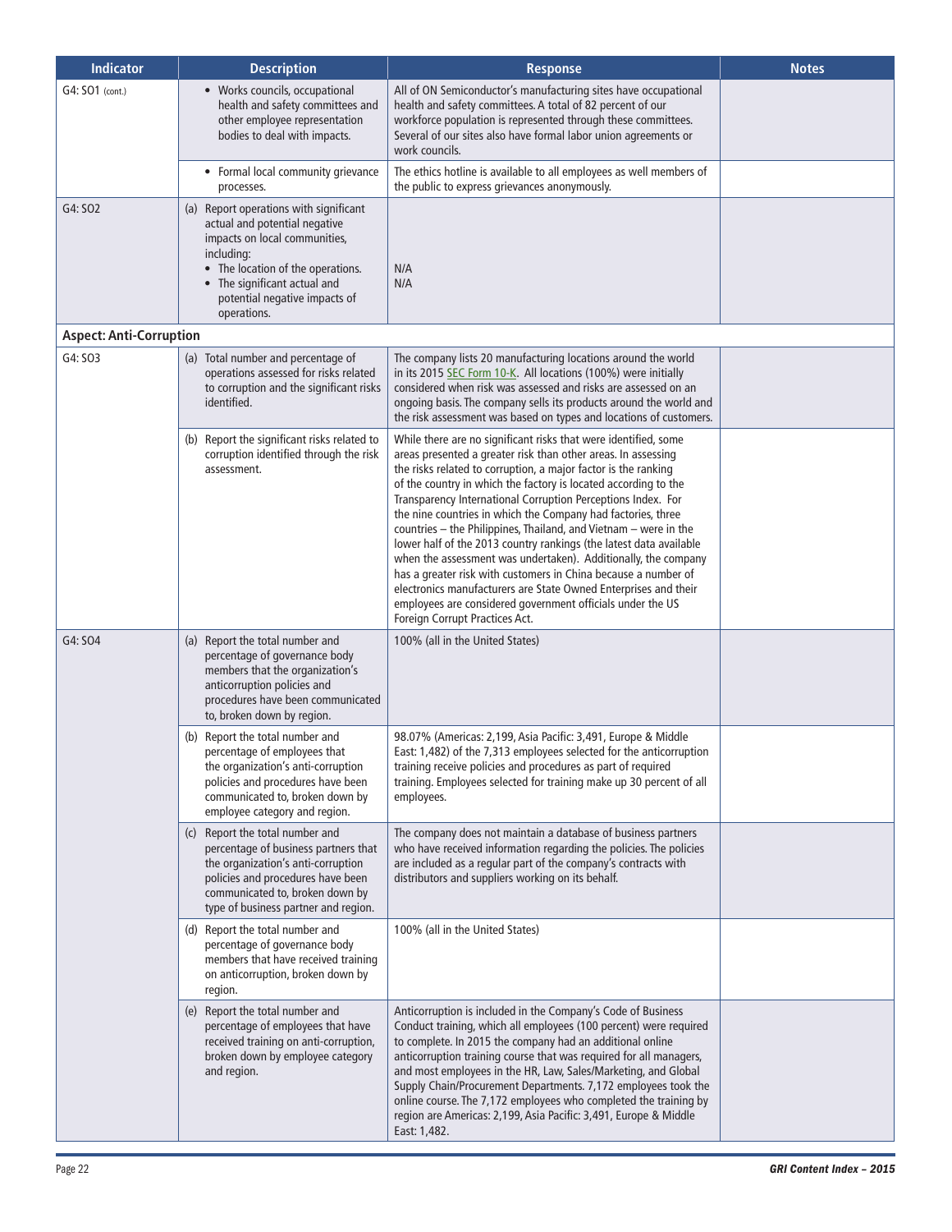| Indicator | Description | Response | Notes |
|---|---|---|---|
| G4: SO1 (cont.) | • Works councils, occupational health and safety committees and other employee representation bodies to deal with impacts. | All of ON Semiconductor's manufacturing sites have occupational health and safety committees. A total of 82 percent of our workforce population is represented through these committees. Several of our sites also have formal labor union agreements or work councils. | |
| | • Formal local community grievance processes. | The ethics hotline is available to all employees as well members of the public to express grievances anonymously. | |
| G4: SO2 | (a) Report operations with significant actual and potential negative impacts on local communities, including:<br>• The location of the operations.<br>• The significant actual and potential negative impacts of operations. | N/A<br>N/A | |
| **Aspect: Anti-Corruption** | | | |
| G4: SO3 | (a) Total number and percentage of operations assessed for risks related to corruption and the significant risks identified. | The company lists 20 manufacturing locations around the world in its 2015 SEC Form 10-K. All locations (100%) were initially considered when risk was assessed and risks are assessed on an ongoing basis. The company sells its products around the world and the risk assessment was based on types and locations of customers. | |
| | (b) Report the significant risks related to corruption identified through the risk assessment. | While there are no significant risks that were identified, some areas presented a greater risk than other areas. In assessing the risks related to corruption, a major factor is the ranking of the country in which the factory is located according to the Transparency International Corruption Perceptions Index. For the nine countries in which the Company had factories, three countries – the Philippines, Thailand, and Vietnam – were in the lower half of the 2013 country rankings (the latest data available when the assessment was undertaken). Additionally, the company has a greater risk with customers in China because a number of electronics manufacturers are State Owned Enterprises and their employees are considered government officials under the US Foreign Corrupt Practices Act. | |
| G4: SO4 | (a) Report the total number and percentage of governance body members that the organization's anticorruption policies and procedures have been communicated to, broken down by region. | 100% (all in the United States) | |
| | (b) Report the total number and percentage of employees that the organization's anti-corruption policies and procedures have been communicated to, broken down by employee category and region. | 98.07% (Americas: 2,199, Asia Pacific: 3,491, Europe & Middle East: 1,482) of the 7,313 employees selected for the anticorruption training receive policies and procedures as part of required training. Employees selected for training make up 30 percent of all employees. | |
| | (c) Report the total number and percentage of business partners that the organization's anti-corruption policies and procedures have been communicated to, broken down by type of business partner and region. | The company does not maintain a database of business partners who have received information regarding the policies. The policies are included as a regular part of the company's contracts with distributors and suppliers working on its behalf. | |
| | (d) Report the total number and percentage of governance body members that have received training on anticorruption, broken down by region. | 100% (all in the United States) | |
| | (e) Report the total number and percentage of employees that have received training on anti-corruption, broken down by employee category and region. | Anticorruption is included in the Company's Code of Business Conduct training, which all employees (100 percent) were required to complete. In 2015 the company had an additional online anticorruption training course that was required for all managers, and most employees in the HR, Law, Sales/Marketing, and Global Supply Chain/Procurement Departments. 7,172 employees took the online course. The 7,172 employees who completed the training by region are Americas: 2,199, Asia Pacific: 3,491, Europe & Middle East: 1,482. | |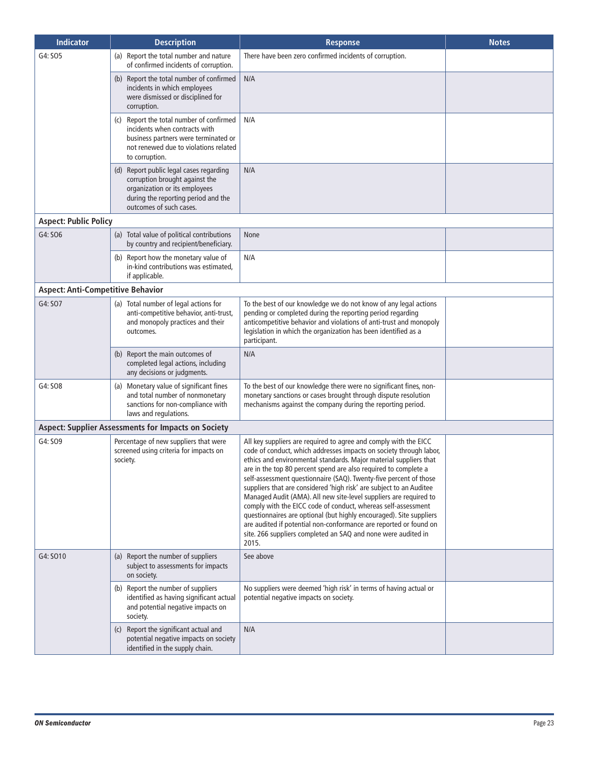| Indicator | Description | Response | Notes |
|---|---|---|---|
| G4: SO5 | (a) Report the total number and nature of confirmed incidents of corruption. | There have been zero confirmed incidents of corruption. | |
| | (b) Report the total number of confirmed incidents in which employees were dismissed or disciplined for corruption. | N/A | |
| | (c) Report the total number of confirmed incidents when contracts with business partners were terminated or not renewed due to violations related to corruption. | N/A | |
| | (d) Report public legal cases regarding corruption brought against the organization or its employees during the reporting period and the outcomes of such cases. | N/A | |
| **Aspect: Public Policy** | | | |
| G4: SO6 | (a) Total value of political contributions by country and recipient/beneficiary. | None | |
| | (b) Report how the monetary value of in-kind contributions was estimated, if applicable. | N/A | |
| **Aspect: Anti-Competitive Behavior** | | | |
| G4: SO7 | (a) Total number of legal actions for anti-competitive behavior, anti-trust, and monopoly practices and their outcomes. | To the best of our knowledge we do not know of any legal actions pending or completed during the reporting period regarding anticompetitive behavior and violations of anti-trust and monopoly legislation in which the organization has been identified as a participant. | |
| | (b) Report the main outcomes of completed legal actions, including any decisions or judgments. | N/A | |
| G4: SO8 | (a) Monetary value of significant fines and total number of nonmonetary sanctions for non-compliance with laws and regulations. | To the best of our knowledge there were no significant fines, non-monetary sanctions or cases brought through dispute resolution mechanisms against the company during the reporting period. | |
| **Aspect: Supplier Assessments for Impacts on Society** | | | |
| G4: SO9 | Percentage of new suppliers that were screened using criteria for impacts on society. | All key suppliers are required to agree and comply with the EICC code of conduct, which addresses impacts on society through labor, ethics and environmental standards. Major material suppliers that are in the top 80 percent spend are also required to complete a self-assessment questionnaire (SAQ). Twenty-five percent of those suppliers that are considered 'high risk' are subject to an Auditee Managed Audit (AMA). All new site-level suppliers are required to comply with the EICC code of conduct, whereas self-assessment questionnaires are optional (but highly encouraged). Site suppliers are audited if potential non-conformance are reported or found on site. 266 suppliers completed an SAQ and none were audited in 2015. | |
| G4: SO10 | (a) Report the number of suppliers subject to assessments for impacts on society. | See above | |
| | (b) Report the number of suppliers identified as having significant actual and potential negative impacts on society. | No suppliers were deemed 'high risk' in terms of having actual or potential negative impacts on society. | |
| | (c) Report the significant actual and potential negative impacts on society identified in the supply chain. | N/A | |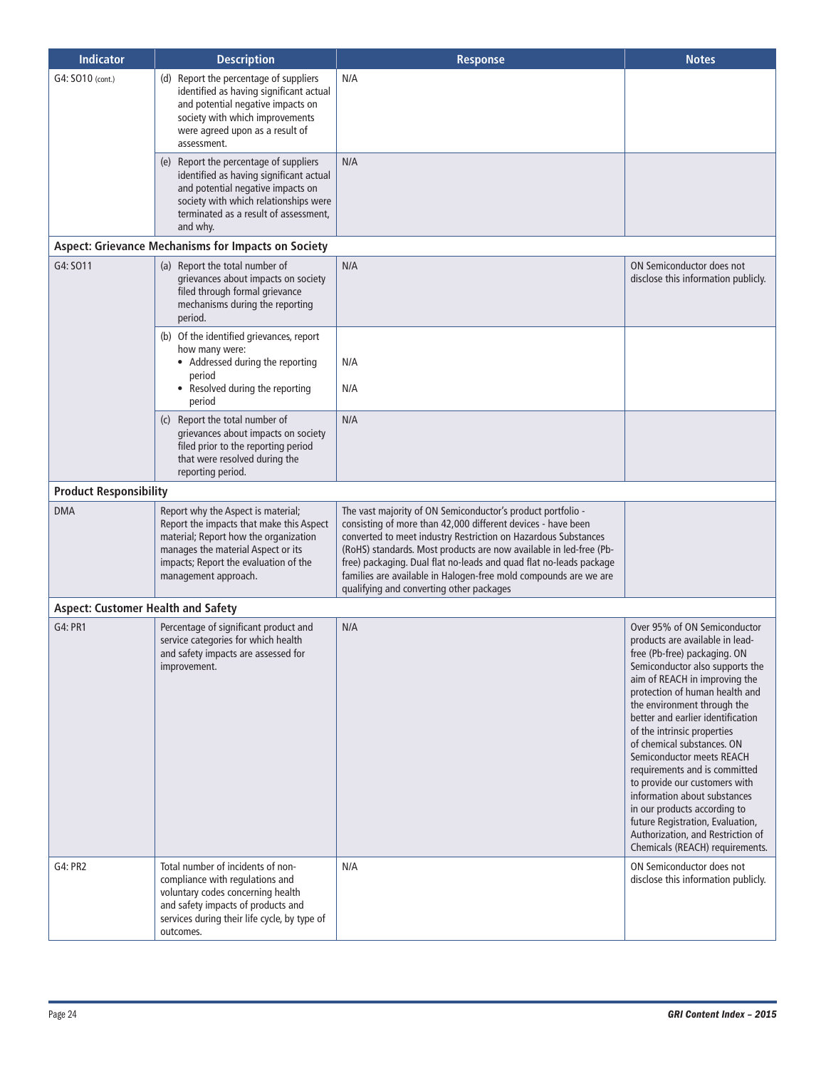| Indicator | Description | Response | Notes |
|---|---|---|---|
| G4: SO10 (cont.) | (d) Report the percentage of suppliers identified as having significant actual and potential negative impacts on society with which improvements were agreed upon as a result of assessment. | N/A | |
| | (e) Report the percentage of suppliers identified as having significant actual and potential negative impacts on society with which relationships were terminated as a result of assessment, and why. | N/A | |
| **Aspect: Grievance Mechanisms for Impacts on Society** | | | |
| G4: SO11 | (a) Report the total number of grievances about impacts on society filed through formal grievance mechanisms during the reporting period. | N/A | ON Semiconductor does not disclose this information publicly. |
| | (b) Of the identified grievances, report how many were: • Addressed during the reporting period • Resolved during the reporting period | N/A N/A | |
| | (c) Report the total number of grievances about impacts on society filed prior to the reporting period that were resolved during the reporting period. | N/A | |
| **Product Responsibility** | | | |
| DMA | Report why the Aspect is material; Report the impacts that make this Aspect material; Report how the organization manages the material Aspect or its impacts; Report the evaluation of the management approach. | The vast majority of ON Semiconductor's product portfolio - consisting of more than 42,000 different devices - have been converted to meet industry Restriction on Hazardous Substances (RoHS) standards. Most products are now available in led-free (Pb-free) packaging. Dual flat no-leads and quad flat no-leads package families are available in Halogen-free mold compounds are we are qualifying and converting other packages | |
| **Aspect: Customer Health and Safety** | | | |
| G4: PR1 | Percentage of significant product and service categories for which health and safety impacts are assessed for improvement. | N/A | Over 95% of ON Semiconductor products are available in lead-free (Pb-free) packaging. ON Semiconductor also supports the aim of REACH in improving the protection of human health and the environment through the better and earlier identification of the intrinsic properties of chemical substances. ON Semiconductor meets REACH requirements and is committed to provide our customers with information about substances in our products according to future Registration, Evaluation, Authorization, and Restriction of Chemicals (REACH) requirements. |
| G4: PR2 | Total number of incidents of non-compliance with regulations and voluntary codes concerning health and safety impacts of products and services during their life cycle, by type of outcomes. | N/A | ON Semiconductor does not disclose this information publicly. |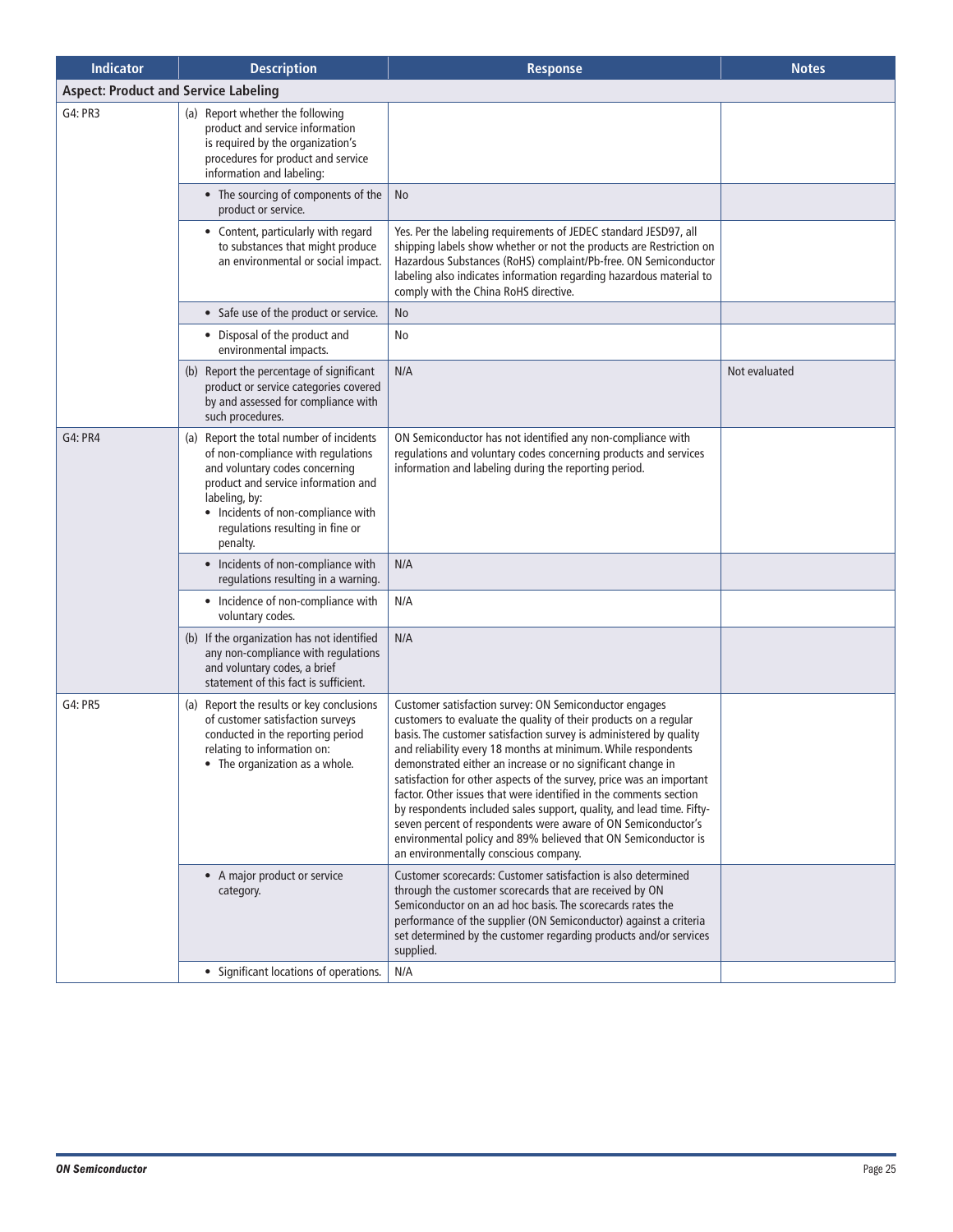| Indicator | Description | Response | Notes |
|---|---|---|---|
| **Aspect: Product and Service Labeling** | | | |
| G4: PR3 | (a) Report whether the following product and service information is required by the organization's procedures for product and service information and labeling: | | |
| | • The sourcing of components of the product or service. | No | |
| | • Content, particularly with regard to substances that might produce an environmental or social impact. | Yes. Per the labeling requirements of JEDEC standard JESD97, all shipping labels show whether or not the products are Restriction on Hazardous Substances (RoHS) complaint/Pb-free. ON Semiconductor labeling also indicates information regarding hazardous material to comply with the China RoHS directive. | |
| | • Safe use of the product or service. | No | |
| | • Disposal of the product and environmental impacts. | No | |
| | (b) Report the percentage of significant product or service categories covered by and assessed for compliance with such procedures. | N/A | Not evaluated |
| G4: PR4 | (a) Report the total number of incidents of non-compliance with regulations and voluntary codes concerning product and service information and labeling, by: • Incidents of non-compliance with regulations resulting in fine or penalty. | ON Semiconductor has not identified any non-compliance with regulations and voluntary codes concerning products and services information and labeling during the reporting period. | |
| | • Incidents of non-compliance with regulations resulting in a warning. | N/A | |
| | • Incidence of non-compliance with voluntary codes. | N/A | |
| | (b) If the organization has not identified any non-compliance with regulations and voluntary codes, a brief statement of this fact is sufficient. | N/A | |
| G4: PR5 | (a) Report the results or key conclusions of customer satisfaction surveys conducted in the reporting period relating to information on: • The organization as a whole. | Customer satisfaction survey: ON Semiconductor engages customers to evaluate the quality of their products on a regular basis. The customer satisfaction survey is administered by quality and reliability every 18 months at minimum. While respondents demonstrated either an increase or no significant change in satisfaction for other aspects of the survey, price was an important factor. Other issues that were identified in the comments section by respondents included sales support, quality, and lead time. Fifty-seven percent of respondents were aware of ON Semiconductor's environmental policy and 89% believed that ON Semiconductor is an environmentally conscious company. | |
| | • A major product or service category. | Customer scorecards: Customer satisfaction is also determined through the customer scorecards that are received by ON Semiconductor on an ad hoc basis. The scorecards rates the performance of the supplier (ON Semiconductor) against a criteria set determined by the customer regarding products and/or services supplied. | |
| | • Significant locations of operations. | N/A | |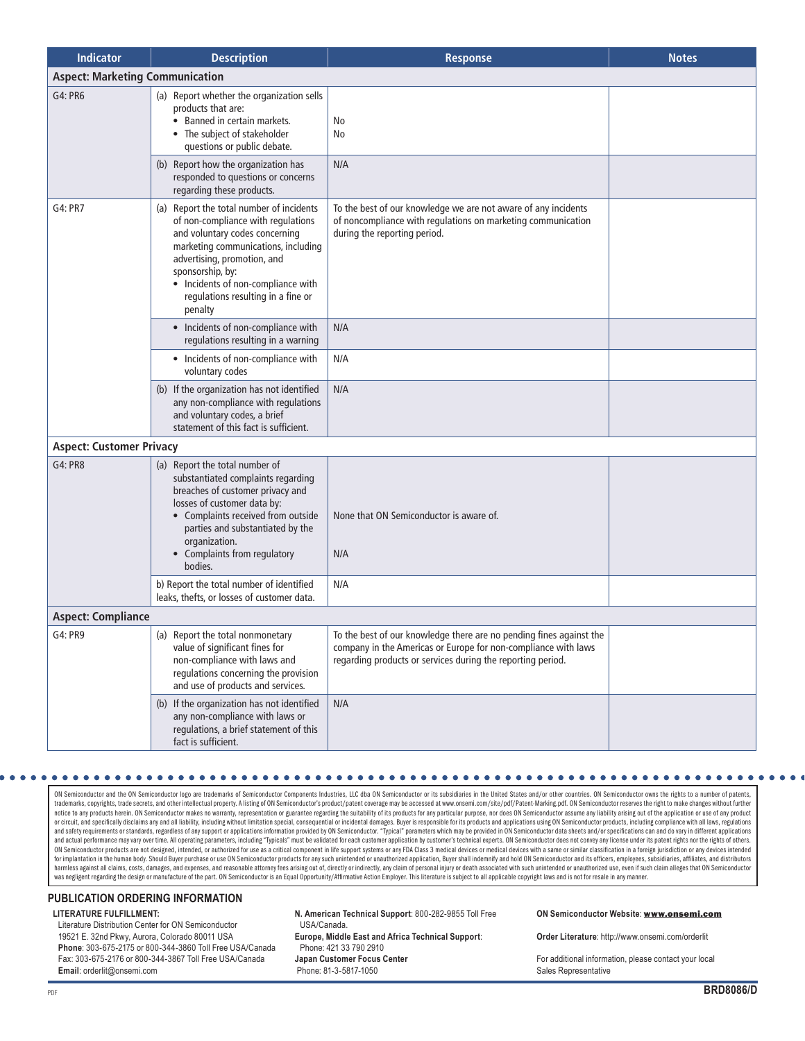| Indicator | Description | Response | Notes |
|---|---|---|---|
| **Aspect: Marketing Communication** | | | |
| G4: PR6 | (a) Report whether the organization sells products that are: • Banned in certain markets. • The subject of stakeholder questions or public debate. | No No | |
| | (b) Report how the organization has responded to questions or concerns regarding these products. | N/A | |
| G4: PR7 | (a) Report the total number of incidents of non-compliance with regulations and voluntary codes concerning marketing communications, including advertising, promotion, and sponsorship, by: • Incidents of non-compliance with regulations resulting in a fine or penalty | To the best of our knowledge we are not aware of any incidents of noncompliance with regulations on marketing communication during the reporting period. | |
| | • Incidents of non-compliance with regulations resulting in a warning | N/A | |
| | • Incidents of non-compliance with voluntary codes | N/A | |
| | (b) If the organization has not identified any non-compliance with regulations and voluntary codes, a brief statement of this fact is sufficient. | N/A | |
| **Aspect: Customer Privacy** | | | |
| G4: PR8 | (a) Report the total number of substantiated complaints regarding breaches of customer privacy and losses of customer data by: • Complaints received from outside parties and substantiated by the organization. • Complaints from regulatory bodies. | None that ON Semiconductor is aware of. N/A | |
| | b) Report the total number of identified leaks, thefts, or losses of customer data. | N/A | |
| **Aspect: Compliance** | | | |
| G4: PR9 | (a) Report the total nonmonetary value of significant fines for non-compliance with laws and regulations concerning the provision and use of products and services. | To the best of our knowledge there are no pending fines against the company in the Americas or Europe for non-compliance with laws regarding products or services during the reporting period. | |
| | (b) If the organization has not identified any non-compliance with laws or regulations, a brief statement of this fact is sufficient. | N/A | |

ON Semiconductor and the ON Semiconductor logo are trademarks of Semiconductor Components Industries, LLC dba ON Semiconductor or its subsidiaries in the United States and/or other countries. ON Semiconductor owns the rights to a number of patents, trademarks, copyrights, trade secrets, and other intellectual property. A listing of ON Semiconductor's product/patent coverage may be accessed at www.onsemi.com/site/pdf/Patent-Marking.pdf. ON Semiconductor reserves the right to make changes without further notice to any products herein. ON Semiconductor makes no warranty, representation or guarantee regarding the suitability of its products for any particular purpose, nor does ON Semiconductor assume any liability arising out of the application or use of any product or circuit, and specifically disclaims any and all liability, including without limitation special, consequential or incidental damages. Buyer is responsible for its products and applications using ON Semiconductor products, including compliance with all laws, regulations and safety requirements or standards, regardless of any support or applications information provided by ON Semiconductor. "Typical" parameters which may be provided in ON Semiconductor data sheets and/or specifications can and do vary in different applications and actual performance may vary over time. All operating parameters, including "Typicals" must be validated for each customer application by customer's technical experts. ON Semiconductor does not convey any license under its patent rights nor the rights of others. ON Semiconductor products are not designed, intended, or authorized for use as a critical component in life support systems or any FDA Class 3 medical devices or medical devices with a same or similar classification in a foreign jurisdiction or any devices intended for implantation in the human body. Should Buyer purchase or use ON Semiconductor products for any such unintended or unauthorized application, Buyer shall indemnify and hold ON Semiconductor and its officers, employees, subsidiaries, affiliates, and distributors harmless against all claims, costs, damages, and expenses, and reasonable attorney fees arising out of, directly or indirectly, any claim of personal injury or death associated with such unintended or unauthorized use, even if such claim alleges that ON Semiconductor was negligent regarding the design or manufacture of the part. ON Semiconductor is an Equal Opportunity/Affirmative Action Employer. This literature is subject to all applicable copyright laws and is not for resale in any manner.

## PUBLICATION ORDERING INFORMATION

**LITERATURE FULFILLMENT:**
Literature Distribution Center for ON Semiconductor
19521 E. 32nd Pkwy, Aurora, Colorado 80011 USA
**Phone**: 303-675-2175 or 800-344-3860 Toll Free USA/Canada
Fax: 303-675-2176 or 800-344-3867 Toll Free USA/Canada
**Email**: orderlit@onsemi.com

**N. American Technical Support**: 800-282-9855 Toll Free USA/Canada.
**Europe, Middle East and Africa Technical Support**: Phone: 421 33 790 2910
**Japan Customer Focus Center**
Phone: 81-3-5817-1050

**ON Semiconductor Website**: **www.onsemi.com**

**Order Literature**: http://www.onsemi.com/orderlit

For additional information, please contact your local Sales Representative

**BRD8086/D**